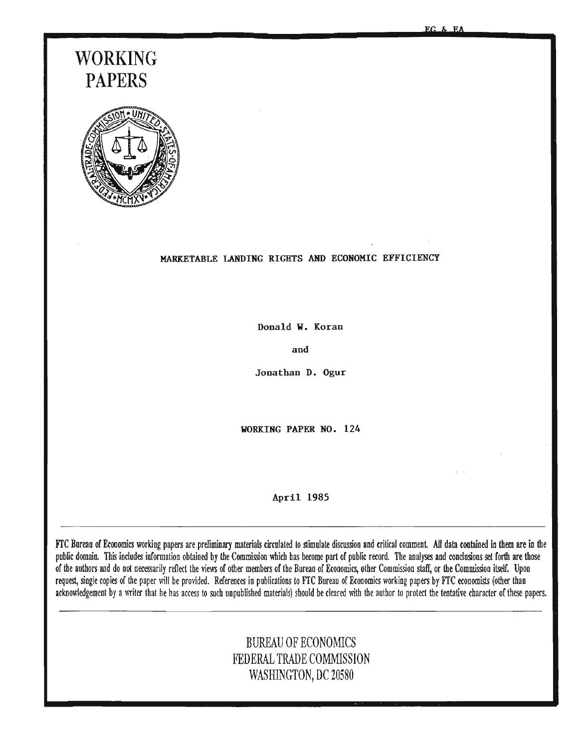# WORKING PAPERS

## MARKETABLE LANDING RIGHTS AND ECONOMIC EFFICIENCY

Donald W. Koran

and

Jonathan D. Ogur

WORKING PAPER NO. 124

April 1985

---

FTC Bureau of Economics working papers are preliminary materials circulated to stimulate discussion and critical comment. All data contained in them are in the public domain. This includes information obtained by the Commission which has become part of public record. The analyses and conclusions set forth are those of the authors and do not necessarily reflect the views of other members of the Bureau of Economics, other Commission staff, or the Commission itself. Upon request, single copies of the paper will be provided. References in publications to FTC Bureau of Economics working papers by FTC economists (other than acknowledgement by a writer that he has access to such unpublished materials) should be cleared with the author to protect the tentative character of these papers.

---

BUREAU OF ECONOMICS
FEDERAL TRADE COMMISSION
WASHINGTON, DC 20580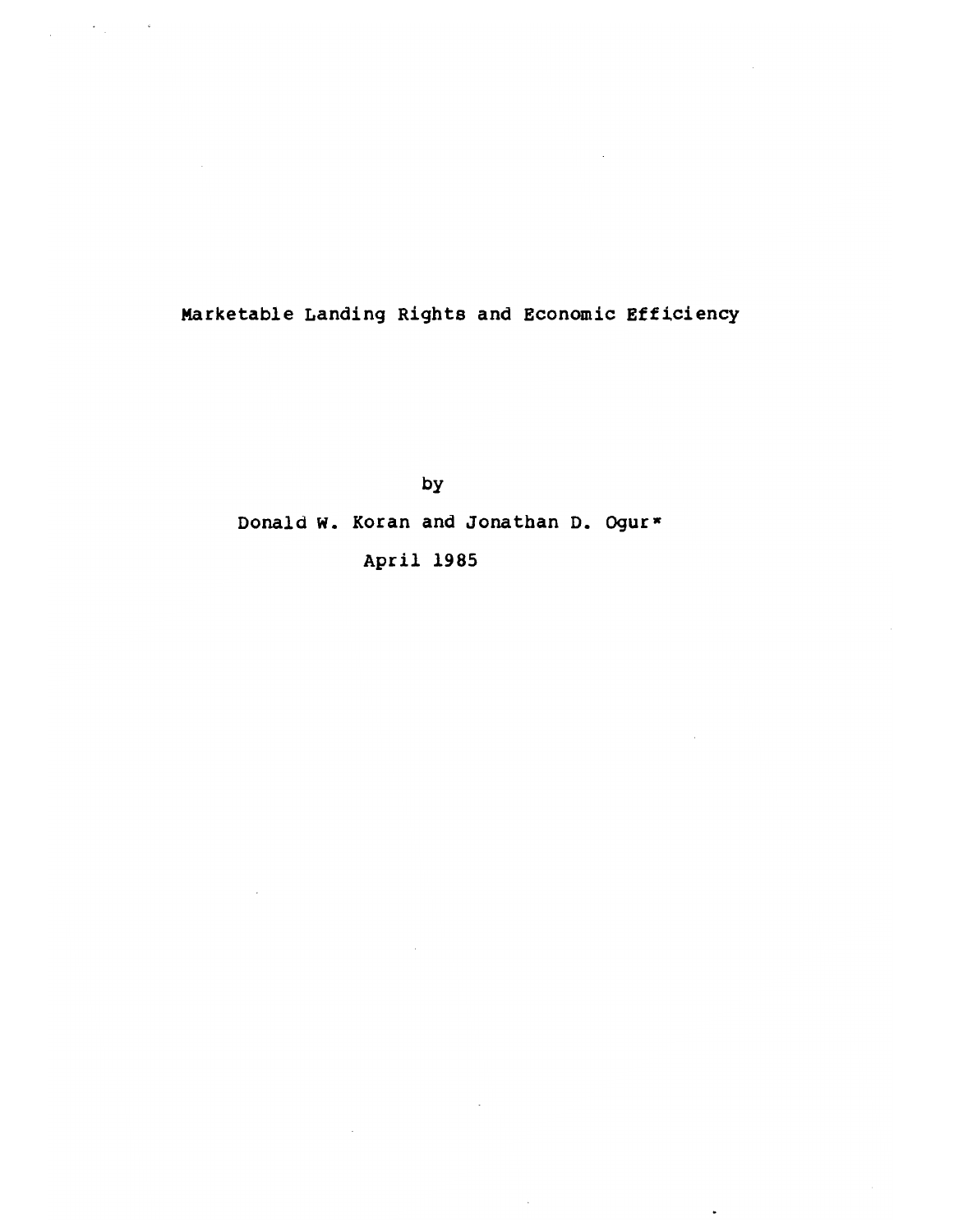# Marketable Landing Rights and Economic Efficiency

by

Donald W. Koran and Jonathan D. Ogur*

April 1985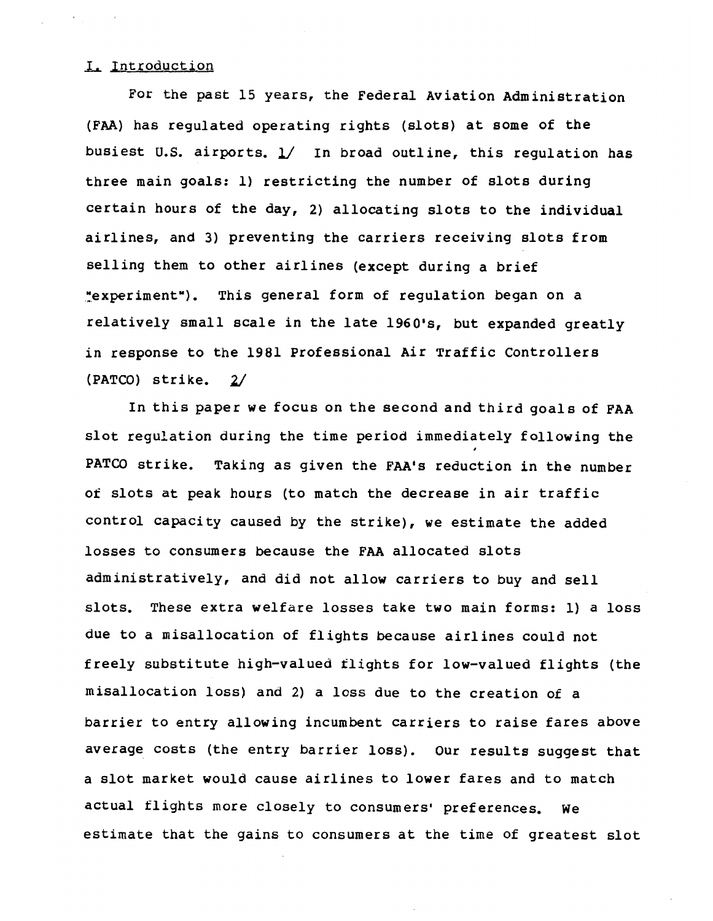## I. Introduction

For the past 15 years, the Federal Aviation Administration (FAA) has regulated operating rights (slots) at some of the busiest U.S. airports. 1/ In broad outline, this regulation has three main goals: 1) restricting the number of slots during certain hours of the day, 2) allocating slots to the individual airlines, and 3) preventing the carriers receiving slots from selling them to other airlines (except during a brief "experiment"). This general form of regulation began on a relatively small scale in the late 1960's, but expanded greatly in response to the 1981 Professional Air Traffic Controllers (PATCO) strike. 2/

In this paper we focus on the second and third goals of FAA slot regulation during the time period immediately following the PATCO strike. Taking as given the FAA's reduction in the number of slots at peak hours (to match the decrease in air traffic control capacity caused by the strike), we estimate the added losses to consumers because the FAA allocated slots administratively, and did not allow carriers to buy and sell slots. These extra welfare losses take two main forms: 1) a loss due to a misallocation of flights because airlines could not freely substitute high-valued flights for low-valued flights (the misallocation loss) and 2) a loss due to the creation of a barrier to entry allowing incumbent carriers to raise fares above average costs (the entry barrier loss). Our results suggest that a slot market would cause airlines to lower fares and to match actual flights more closely to consumers' preferences. We estimate that the gains to consumers at the time of greatest slot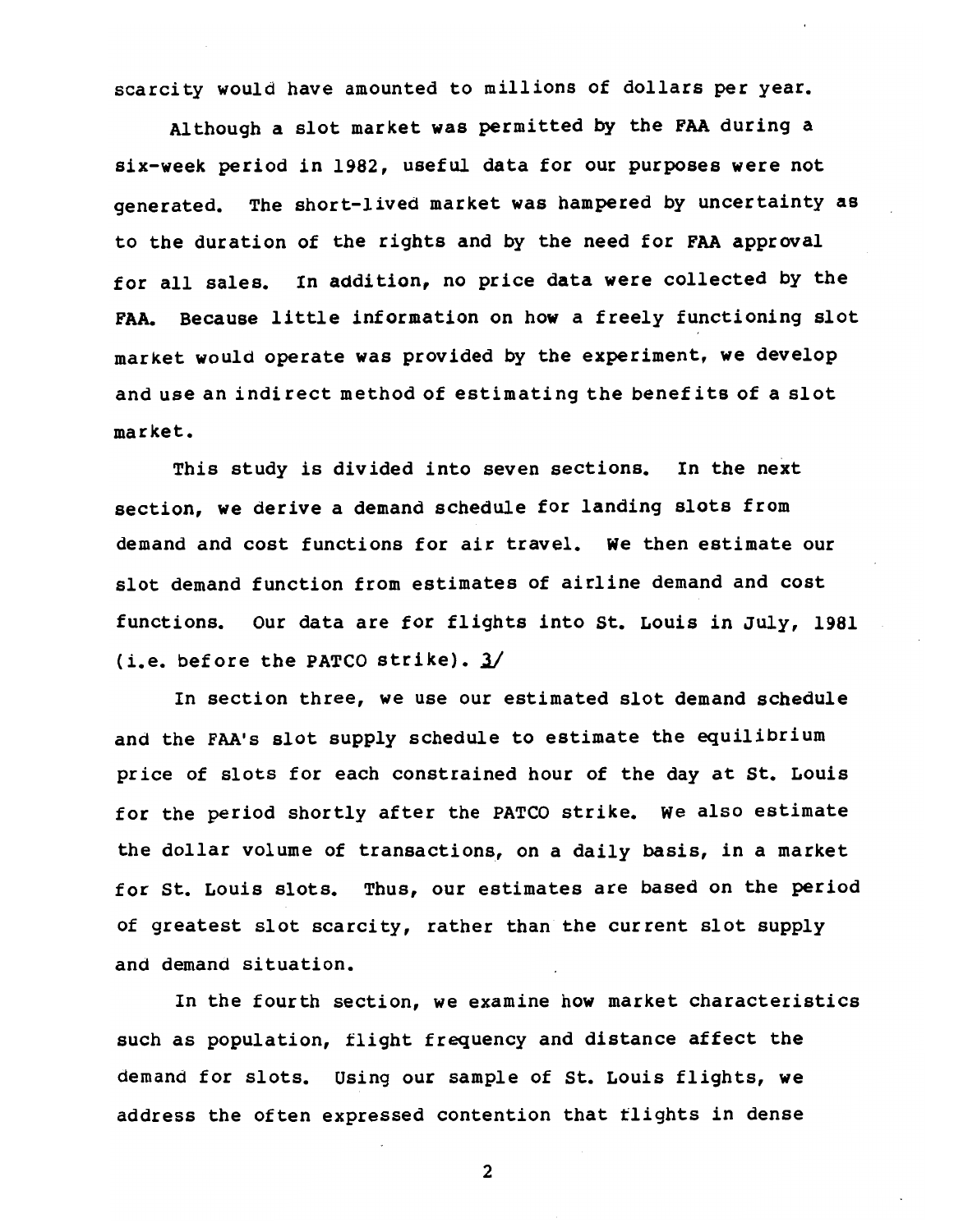scarcity would have amounted to millions of dollars per year.

Although a slot market was permitted by the FAA during a six-week period in 1982, useful data for our purposes were not generated. The short-lived market was hampered by uncertainty as to the duration of the rights and by the need for FAA approval for all sales. In addition, no price data were collected by the FAA. Because little information on how a freely functioning slot market would operate was provided by the experiment, we develop and use an indirect method of estimating the benefits of a slot market.

This study is divided into seven sections. In the next section, we derive a demand schedule for landing slots from demand and cost functions for air travel. We then estimate our slot demand function from estimates of airline demand and cost functions. Our data are for flights into St. Louis in July, 1981 (i.e. before the PATCO strike). 3/

In section three, we use our estimated slot demand schedule and the FAA's slot supply schedule to estimate the equilibrium price of slots for each constrained hour of the day at St. Louis for the period shortly after the PATCO strike. We also estimate the dollar volume of transactions, on a daily basis, in a market for St. Louis slots. Thus, our estimates are based on the period of greatest slot scarcity, rather than the current slot supply and demand situation.

In the fourth section, we examine how market characteristics such as population, flight frequency and distance affect the demand for slots. Using our sample of St. Louis flights, we address the often expressed contention that flights in dense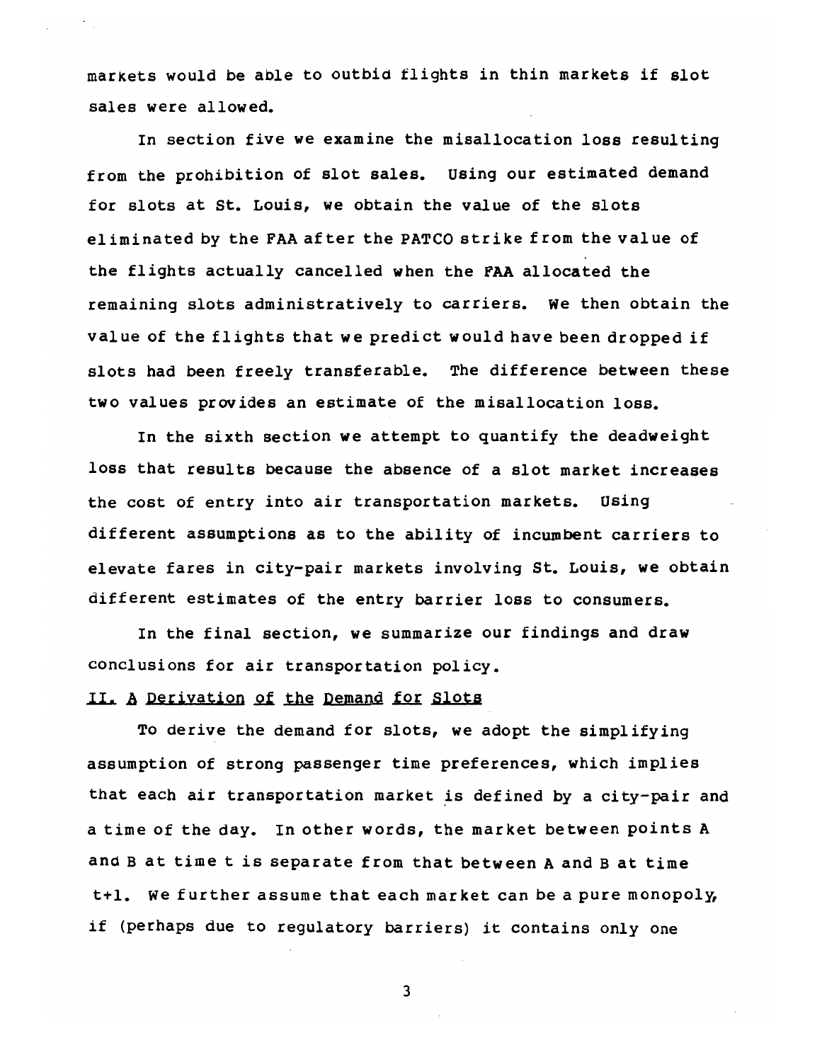markets would be able to outbid flights in thin markets if slot sales were allowed.

In section five we examine the misallocation loss resulting from the prohibition of slot sales. Using our estimated demand for slots at St. Louis, we obtain the value of the slots eliminated by the FAA after the PATCO strike from the value of the flights actually cancelled when the FAA allocated the remaining slots administratively to carriers. We then obtain the value of the flights that we predict would have been dropped if slots had been freely transferable. The difference between these two values provides an estimate of the misallocation loss.

In the sixth section we attempt to quantify the deadweight loss that results because the absence of a slot market increases the cost of entry into air transportation markets. Using different assumptions as to the ability of incumbent carriers to elevate fares in city-pair markets involving St. Louis, we obtain different estimates of the entry barrier loss to consumers.

In the final section, we summarize our findings and draw conclusions for air transportation policy.

## II. A Derivation of the Demand for Slots

To derive the demand for slots, we adopt the simplifying assumption of strong passenger time preferences, which implies that each air transportation market is defined by a city-pair and a time of the day. In other words, the market between points A and B at time t is separate from that between A and B at time t+1. We further assume that each market can be a pure monopoly, if (perhaps due to regulatory barriers) it contains only one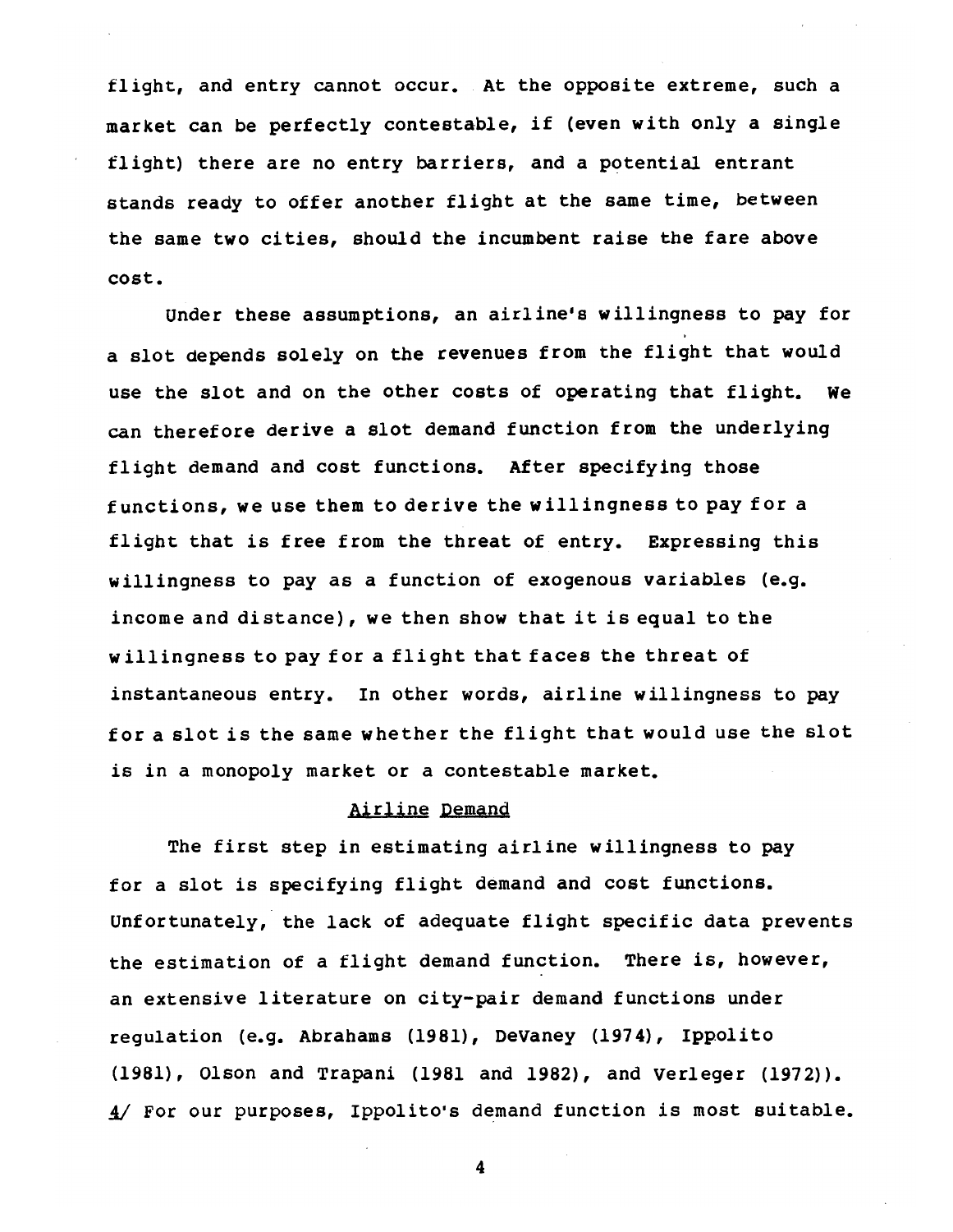flight, and entry cannot occur. At the opposite extreme, such a market can be perfectly contestable, if (even with only a single flight) there are no entry barriers, and a potential entrant stands ready to offer another flight at the same time, between the same two cities, should the incumbent raise the fare above cost.

Under these assumptions, an airline's willingness to pay for a slot depends solely on the revenues from the flight that would use the slot and on the other costs of operating that flight. We can therefore derive a slot demand function from the underlying flight demand and cost functions. After specifying those functions, we use them to derive the willingness to pay for a flight that is free from the threat of entry. Expressing this willingness to pay as a function of exogenous variables (e.g. income and distance), we then show that it is equal to the willingness to pay for a flight that faces the threat of instantaneous entry. In other words, airline willingness to pay for a slot is the same whether the flight that would use the slot is in a monopoly market or a contestable market.

## Airline Demand

The first step in estimating airline willingness to pay for a slot is specifying flight demand and cost functions. Unfortunately, the lack of adequate flight specific data prevents the estimation of a flight demand function. There is, however, an extensive literature on city-pair demand functions under regulation (e.g. Abrahams (1981), DeVaney (1974), Ippolito (1981), Olson and Trapani (1981 and 1982), and Verleger (1972)). 4/ For our purposes, Ippolito's demand function is most suitable.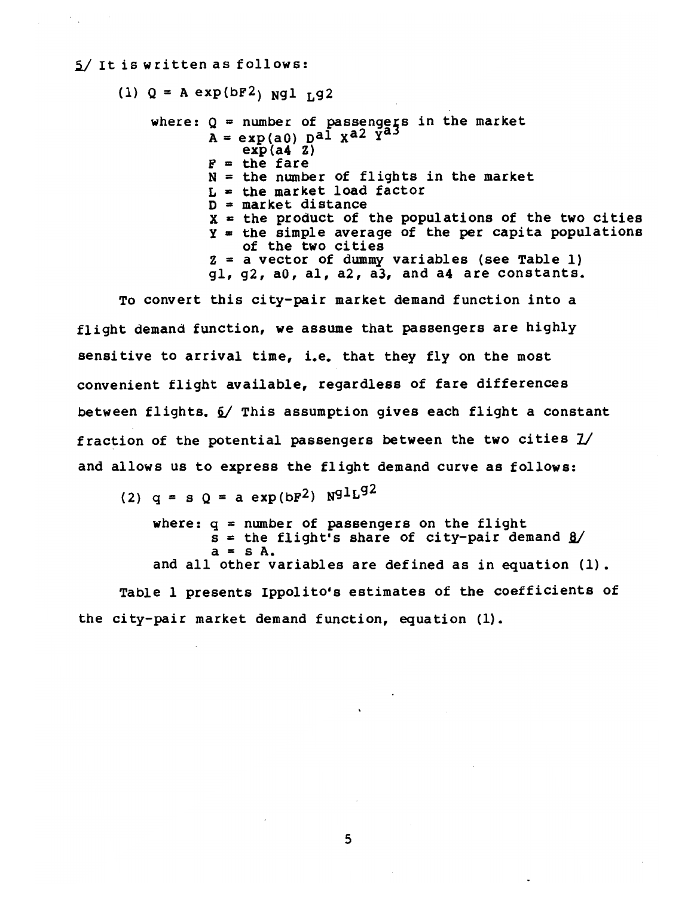5/ It is written as follows:

$$(1)\quad Q = A \exp(bF^2)\, N^{g1}\, L^{g2}$$

where: $Q$ = number of passengers in the market
$A = \exp(a0)\, D^{a1}\, X^{a2}\, Y^{a3} \exp(a4\ Z)$
$F$ = the fare
$N$ = the number of flights in the market
$L$ = the market load factor
$D$ = market distance
$X$ = the product of the populations of the two cities
$Y$ = the simple average of the per capita populations of the two cities
$Z$ = a vector of dummy variables (see Table 1)
g1, g2, a0, a1, a2, a3, and a4 are constants.

To convert this city-pair market demand function into a flight demand function, we assume that passengers are highly sensitive to arrival time, i.e. that they fly on the most convenient flight available, regardless of fare differences between flights. 6/ This assumption gives each flight a constant fraction of the potential passengers between the two cities 7/ and allows us to express the flight demand curve as follows:

$$(2)\quad q = s\,Q = a \exp(bF^2)\, N^{g1} L^{g2}$$

where: $q$ = number of passengers on the flight
$s$ = the flight's share of city-pair demand 8/
$a = s\,A$.
and all other variables are defined as in equation (1).

Table 1 presents Ippolito's estimates of the coefficients of the city-pair market demand function, equation (1).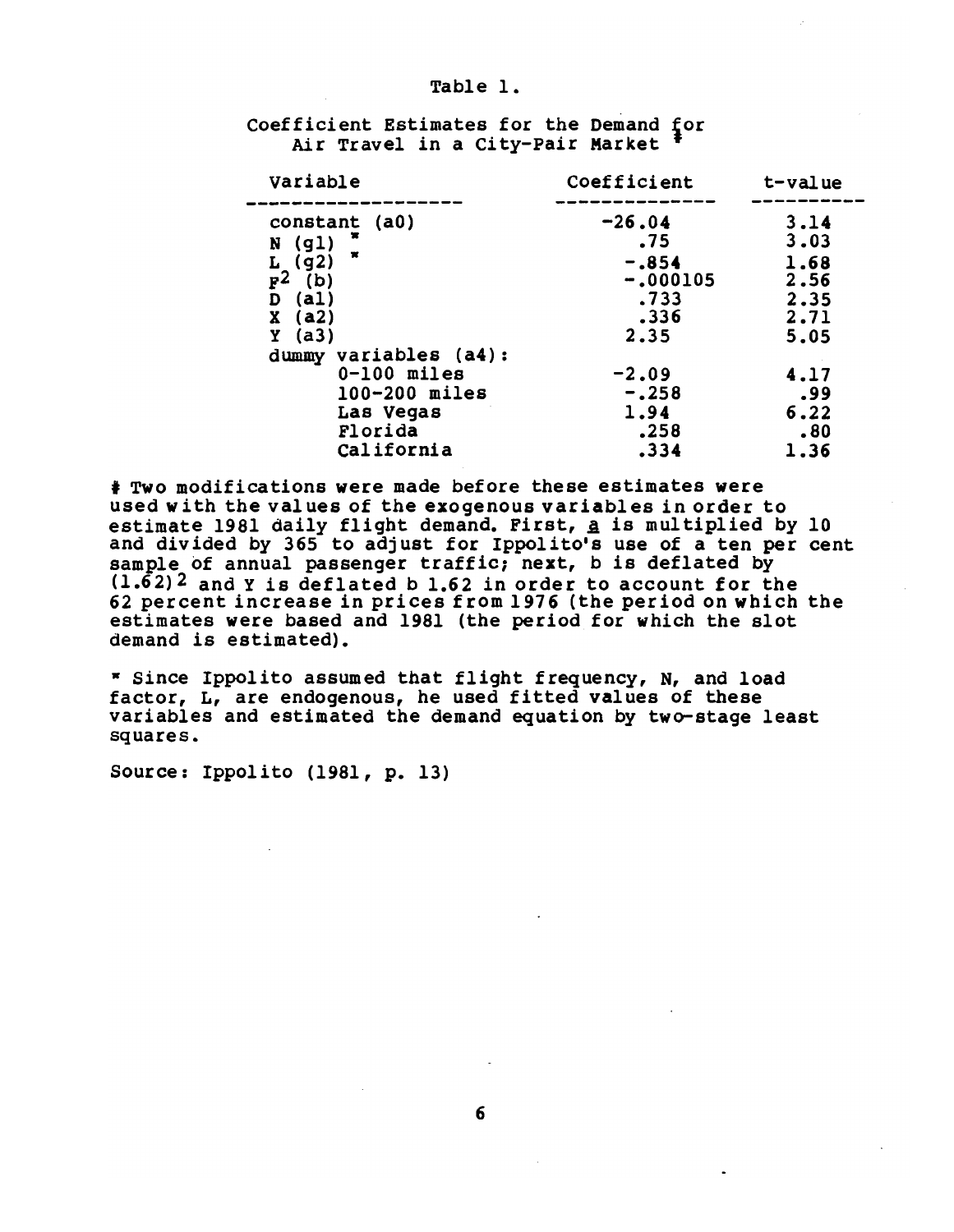Table 1.

Coefficient Estimates for the Demand for Air Travel in a City-Pair Market [‡]

| Variable | Coefficient | t-value |
|---|---|---|
| constant (a0) | -26.04 | 3.14 |
| N (g1) * | .75 | 3.03 |
| L (g2) * | -.854 | 1.68 |
| $F^2$ (b) | -.000105 | 2.56 |
| D (a1) | .733 | 2.35 |
| X (a2) | .336 | 2.71 |
| Y (a3) | 2.35 | 5.05 |
| dummy variables (a4): | | |
| 0-100 miles | -2.09 | 4.17 |
| 100-200 miles | -.258 | .99 |
| Las Vegas | 1.94 | 6.22 |
| Florida | .258 | .80 |
| California | .334 | 1.36 |

‡ Two modifications were made before these estimates were used with the values of the exogenous variables in order to estimate 1981 daily flight demand. First, a is multiplied by 10 and divided by 365 to adjust for Ippolito's use of a ten per cent sample of annual passenger traffic; next, b is deflated by $(1.62)^2$ and Y is deflated b 1.62 in order to account for the 62 percent increase in prices from 1976 (the period on which the estimates were based and 1981 (the period for which the slot demand is estimated).

* Since Ippolito assumed that flight frequency, N, and load factor, L, are endogenous, he used fitted values of these variables and estimated the demand equation by two-stage least squares.

Source: Ippolito (1981, p. 13)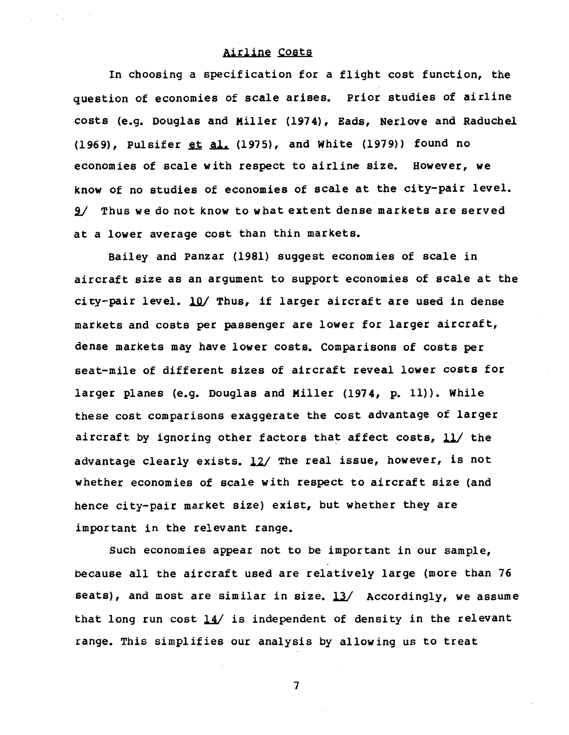## Airline Costs

In choosing a specification for a flight cost function, the question of economies of scale arises. Prior studies of airline costs (e.g. Douglas and Miller (1974), Eads, Nerlove and Raduchel (1969), Pulsifer *et al.* (1975), and White (1979)) found no economies of scale with respect to airline size. However, we know of no studies of economies of scale at the city-pair level. 9/ Thus we do not know to what extent dense markets are served at a lower average cost than thin markets.

Bailey and Panzar (1981) suggest economies of scale in aircraft size as an argument to support economies of scale at the city-pair level. 10/ Thus, if larger aircraft are used in dense markets and costs per passenger are lower for larger aircraft, dense markets may have lower costs. Comparisons of costs per seat-mile of different sizes of aircraft reveal lower costs for larger planes (e.g. Douglas and Miller (1974, p. 11)). While these cost comparisons exaggerate the cost advantage of larger aircraft by ignoring other factors that affect costs, 11/ the advantage clearly exists. 12/ The real issue, however, is not whether economies of scale with respect to aircraft size (and hence city-pair market size) exist, but whether they are important in the relevant range.

Such economies appear not to be important in our sample, because all the aircraft used are relatively large (more than 76 seats), and most are similar in size. 13/ Accordingly, we assume that long run cost 14/ is independent of density in the relevant range. This simplifies our analysis by allowing us to treat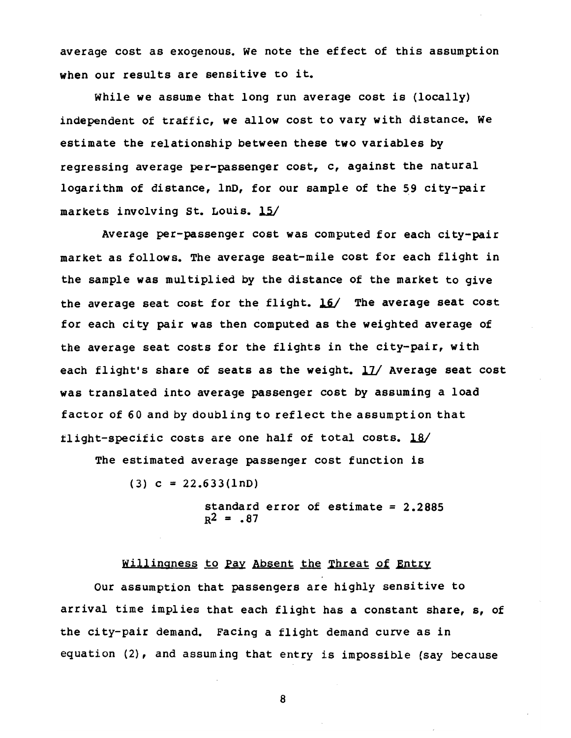average cost as exogenous. We note the effect of this assumption when our results are sensitive to it.

While we assume that long run average cost is (locally) independent of traffic, we allow cost to vary with distance. We estimate the relationship between these two variables by regressing average per-passenger cost, c, against the natural logarithm of distance, lnD, for our sample of the 59 city-pair markets involving St. Louis. 15/

Average per-passenger cost was computed for each city-pair market as follows. The average seat-mile cost for each flight in the sample was multiplied by the distance of the market to give the average seat cost for the flight. 16/ The average seat cost for each city pair was then computed as the weighted average of the average seat costs for the flights in the city-pair, with each flight's share of seats as the weight. 17/ Average seat cost was translated into average passenger cost by assuming a load factor of 60 and by doubling to reflect the assumption that flight-specific costs are one half of total costs. 18/

The estimated average passenger cost function is

$$(3)\quad c = 22.633(\ln D)$$

standard error of estimate = 2.2885
$R^2 = .87$

## Willingness to Pay Absent the Threat of Entry

Our assumption that passengers are highly sensitive to arrival time implies that each flight has a constant share, s, of the city-pair demand. Facing a flight demand curve as in equation (2), and assuming that entry is impossible (say because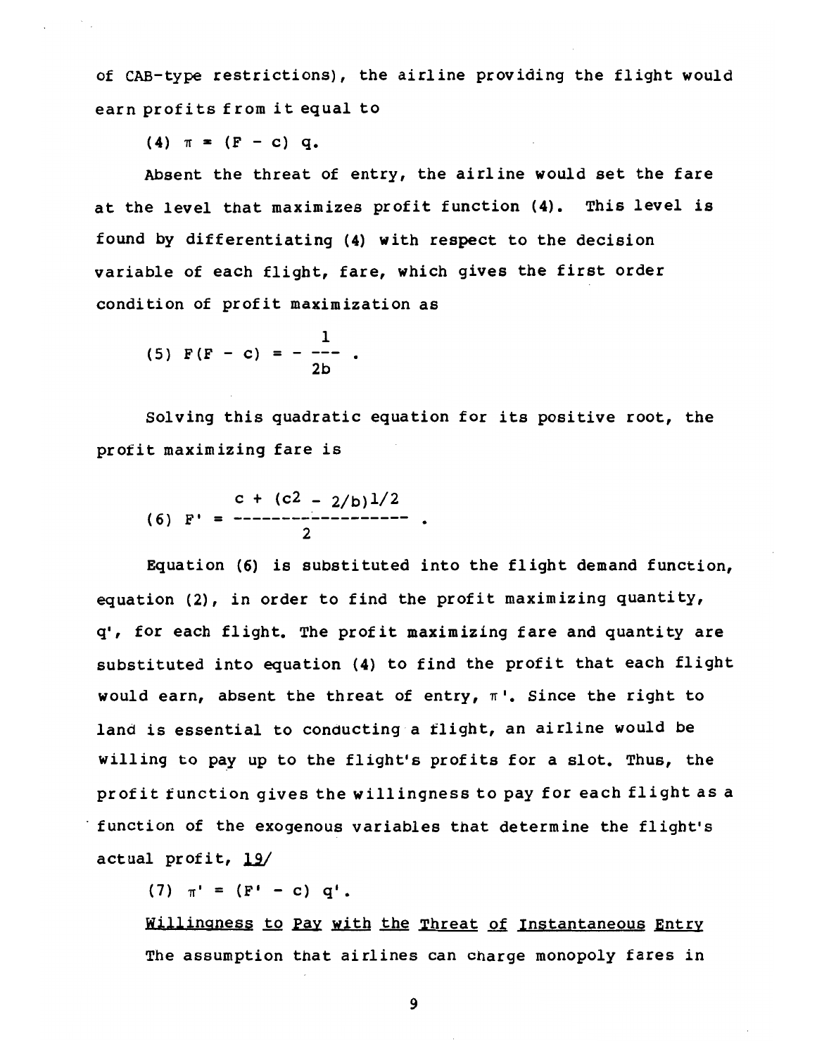of CAB-type restrictions), the airline providing the flight would earn profits from it equal to

(4) $\pi = (F - c)\,q.$

Absent the threat of entry, the airline would set the fare at the level that maximizes profit function (4). This level is found by differentiating (4) with respect to the decision variable of each flight, fare, which gives the first order condition of profit maximization as

$$(5)\quad F(F - c) = -\frac{1}{2b}\ .$$

Solving this quadratic equation for its positive root, the profit maximizing fare is

$$(6)\quad F' = \frac{c + (c^2 - 2/b)^{1/2}}{2}\ .$$

Equation (6) is substituted into the flight demand function, equation (2), in order to find the profit maximizing quantity, q', for each flight. The profit maximizing fare and quantity are substituted into equation (4) to find the profit that each flight would earn, absent the threat of entry, $\pi'$. Since the right to land is essential to conducting a flight, an airline would be willing to pay up to the flight's profits for a slot. Thus, the profit function gives the willingness to pay for each flight as a function of the exogenous variables that determine the flight's actual profit, 19/

(7) $\pi' = (F' - c)\,q'.$

Willingness to Pay with the Threat of Instantaneous Entry

The assumption that airlines can charge monopoly fares in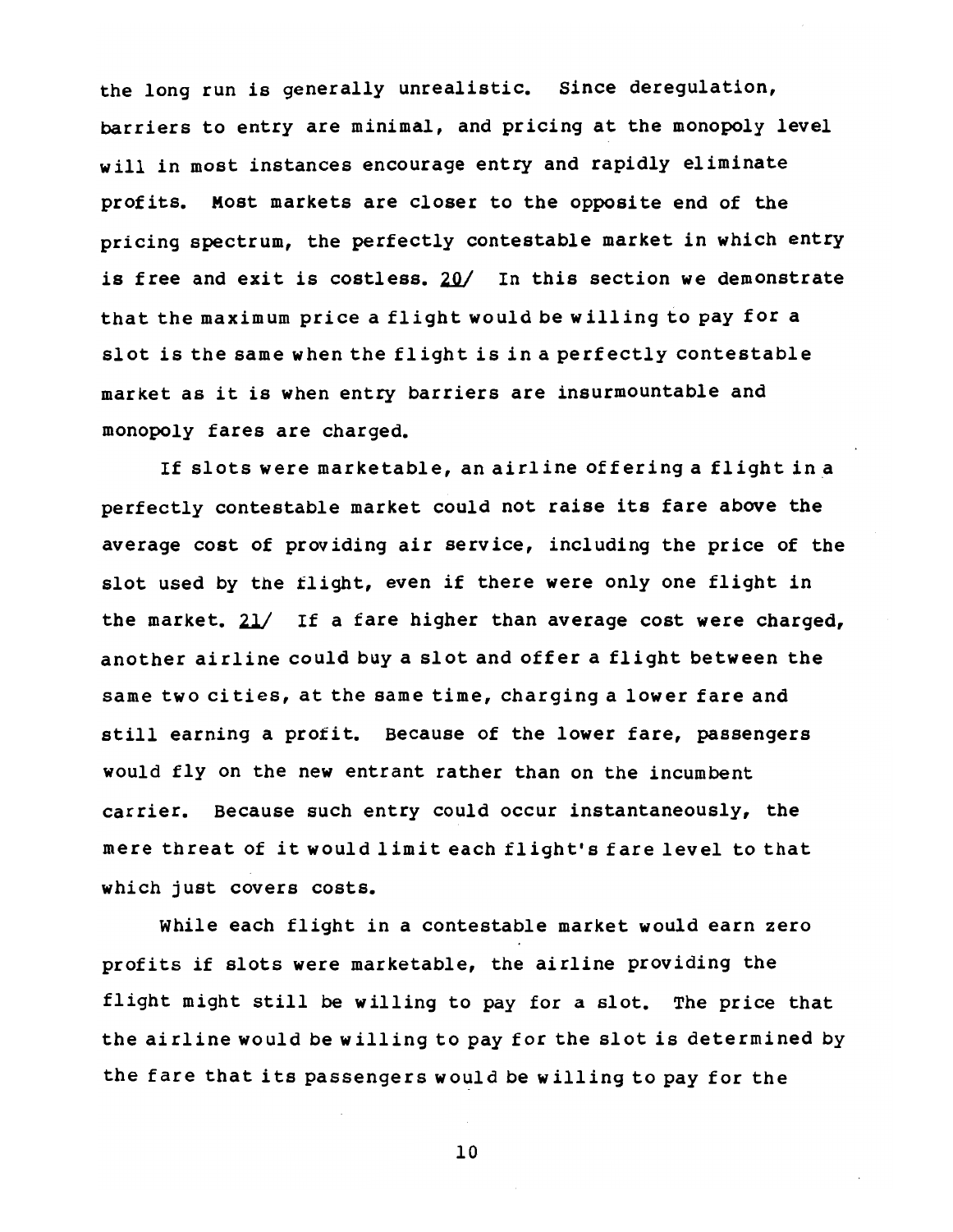the long run is generally unrealistic. Since deregulation, barriers to entry are minimal, and pricing at the monopoly level will in most instances encourage entry and rapidly eliminate profits. Most markets are closer to the opposite end of the pricing spectrum, the perfectly contestable market in which entry is free and exit is costless. 20/ In this section we demonstrate that the maximum price a flight would be willing to pay for a slot is the same when the flight is in a perfectly contestable market as it is when entry barriers are insurmountable and monopoly fares are charged.

If slots were marketable, an airline offering a flight in a perfectly contestable market could not raise its fare above the average cost of providing air service, including the price of the slot used by the flight, even if there were only one flight in the market. 21/ If a fare higher than average cost were charged, another airline could buy a slot and offer a flight between the same two cities, at the same time, charging a lower fare and still earning a profit. Because of the lower fare, passengers would fly on the new entrant rather than on the incumbent carrier. Because such entry could occur instantaneously, the mere threat of it would limit each flight's fare level to that which just covers costs.

While each flight in a contestable market would earn zero profits if slots were marketable, the airline providing the flight might still be willing to pay for a slot. The price that the airline would be willing to pay for the slot is determined by the fare that its passengers would be willing to pay for the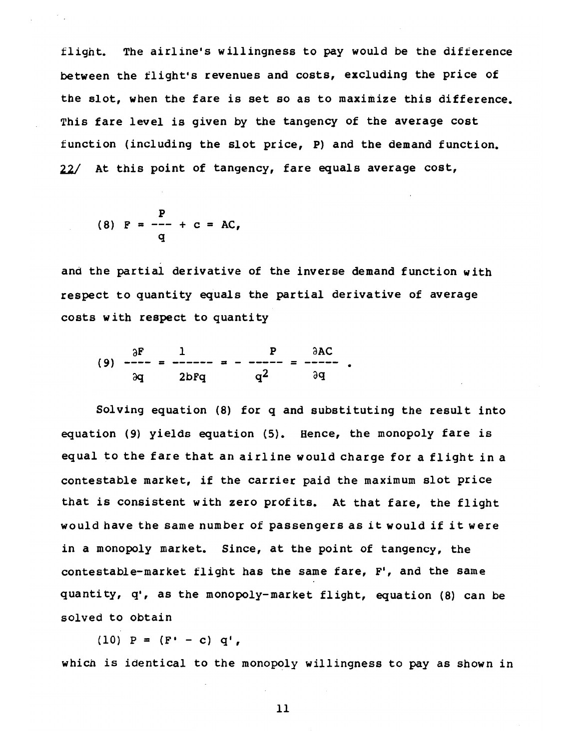flight. The airline's willingness to pay would be the difference between the flight's revenues and costs, excluding the price of the slot, when the fare is set so as to maximize this difference. This fare level is given by the tangency of the average cost function (including the slot price, P) and the demand function. 22/ At this point of tangency, fare equals average cost,

$$(8)\ F = \frac{P}{q} + c = AC,$$

and the partial derivative of the inverse demand function with respect to quantity equals the partial derivative of average costs with respect to quantity

$$(9)\ \frac{\partial F}{\partial q} = \frac{1}{2bFq} = -\frac{P}{q^2} = \frac{\partial AC}{\partial q}\ .$$

Solving equation (8) for q and substituting the result into equation (9) yields equation (5). Hence, the monopoly fare is equal to the fare that an airline would charge for a flight in a contestable market, if the carrier paid the maximum slot price that is consistent with zero profits. At that fare, the flight would have the same number of passengers as it would if it were in a monopoly market. Since, at the point of tangency, the contestable-market flight has the same fare, $F'$, and the same quantity, $q'$, as the monopoly-market flight, equation (8) can be solved to obtain

$$(10)\ P = (F' - c)\ q',$$

which is identical to the monopoly willingness to pay as shown in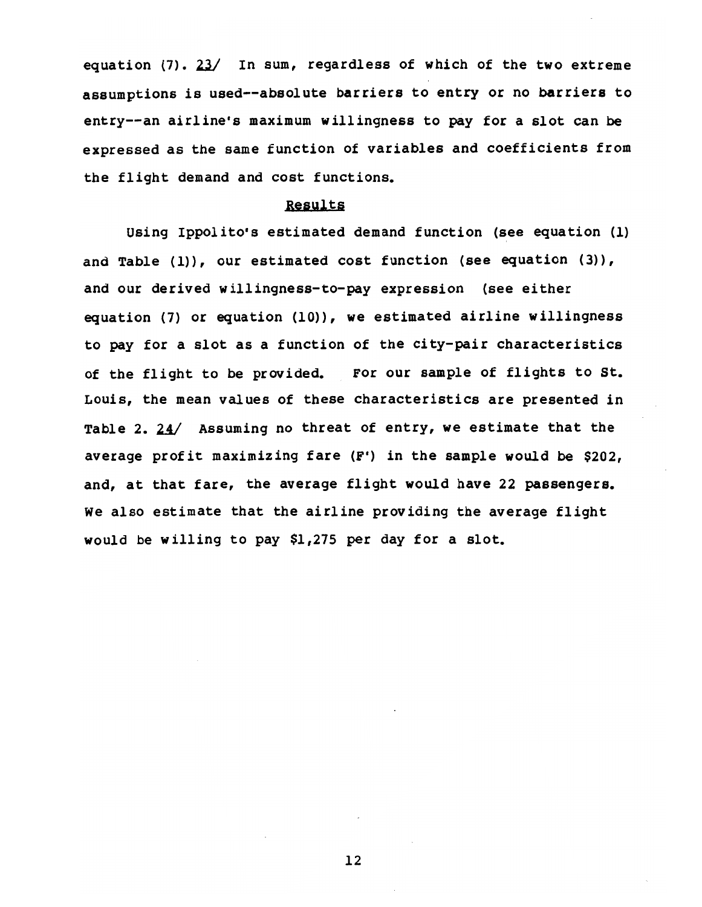equation (7). 23/ In sum, regardless of which of the two extreme assumptions is used--absolute barriers to entry or no barriers to entry--an airline's maximum willingness to pay for a slot can be expressed as the same function of variables and coefficients from the flight demand and cost functions.

## Results

Using Ippolito's estimated demand function (see equation (1) and Table (1)), our estimated cost function (see equation (3)), and our derived willingness-to-pay expression (see either equation (7) or equation (10)), we estimated airline willingness to pay for a slot as a function of the city-pair characteristics of the flight to be provided. For our sample of flights to St. Louis, the mean values of these characteristics are presented in Table 2. 24/ Assuming no threat of entry, we estimate that the average profit maximizing fare ($F'$) in the sample would be $202, and, at that fare, the average flight would have 22 passengers. We also estimate that the airline providing the average flight would be willing to pay $1,275 per day for a slot.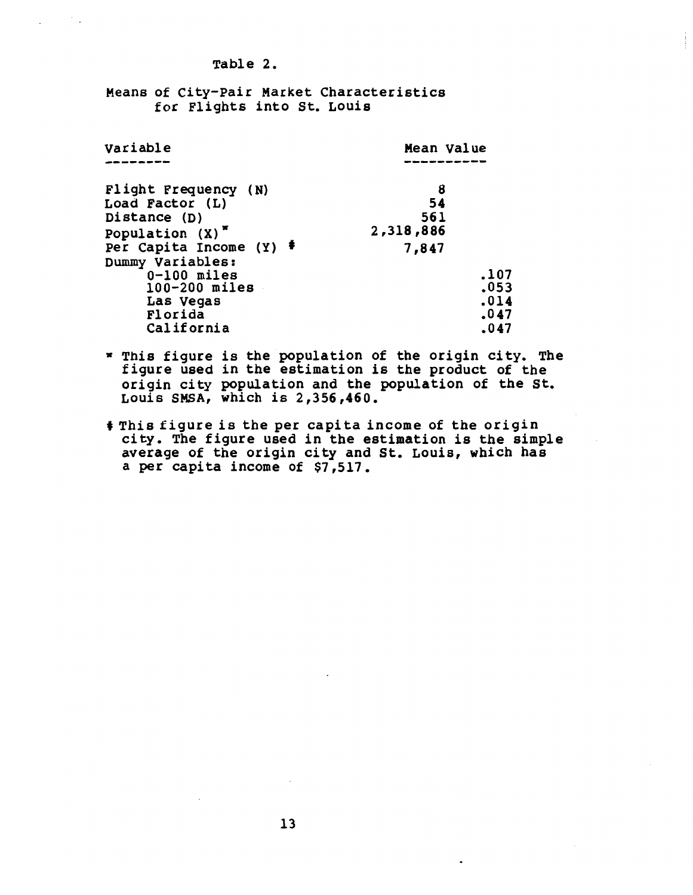Table 2.

Means of City-Pair Market Characteristics for Flights into St. Louis

| Variable | Mean Value | |
|---|---|---|
| Flight Frequency (N) | 8 | |
| Load Factor (L) | 54 | |
| Distance (D) | 561 | |
| Population (X)* | 2,318,886 | |
| Per Capita Income (Y) ‡ | 7,847 | |
| Dummy Variables: | | |
| 0-100 miles | | .107 |
| 100-200 miles | | .053 |
| Las Vegas | | .014 |
| Florida | | .047 |
| California | | .047 |

* This figure is the population of the origin city. The figure used in the estimation is the product of the origin city population and the population of the St. Louis SMSA, which is 2,356,460.

‡ This figure is the per capita income of the origin city. The figure used in the estimation is the simple average of the origin city and St. Louis, which has a per capita income of $7,517.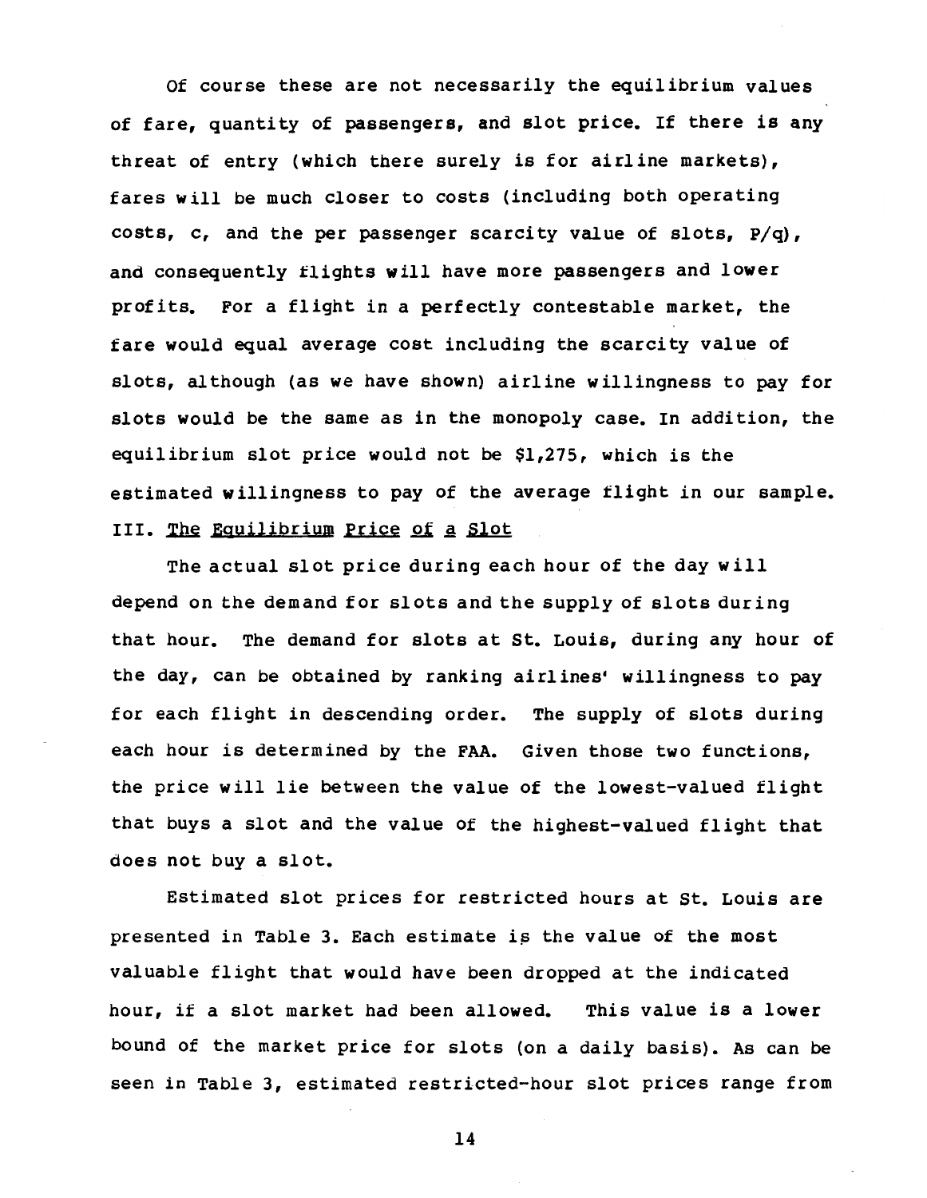Of course these are not necessarily the equilibrium values of fare, quantity of passengers, and slot price. If there is any threat of entry (which there surely is for airline markets), fares will be much closer to costs (including both operating costs, $c$, and the per passenger scarcity value of slots, $P/q$), and consequently flights will have more passengers and lower profits. For a flight in a perfectly contestable market, the fare would equal average cost including the scarcity value of slots, although (as we have shown) airline willingness to pay for slots would be the same as in the monopoly case. In addition, the equilibrium slot price would not be $1,275, which is the estimated willingness to pay of the average flight in our sample.

## III. The Equilibrium Price of a Slot

The actual slot price during each hour of the day will depend on the demand for slots and the supply of slots during that hour. The demand for slots at St. Louis, during any hour of the day, can be obtained by ranking airlines' willingness to pay for each flight in descending order. The supply of slots during each hour is determined by the FAA. Given those two functions, the price will lie between the value of the lowest-valued flight that buys a slot and the value of the highest-valued flight that does not buy a slot.

Estimated slot prices for restricted hours at St. Louis are presented in Table 3. Each estimate is the value of the most valuable flight that would have been dropped at the indicated hour, if a slot market had been allowed. This value is a lower bound of the market price for slots (on a daily basis). As can be seen in Table 3, estimated restricted-hour slot prices range from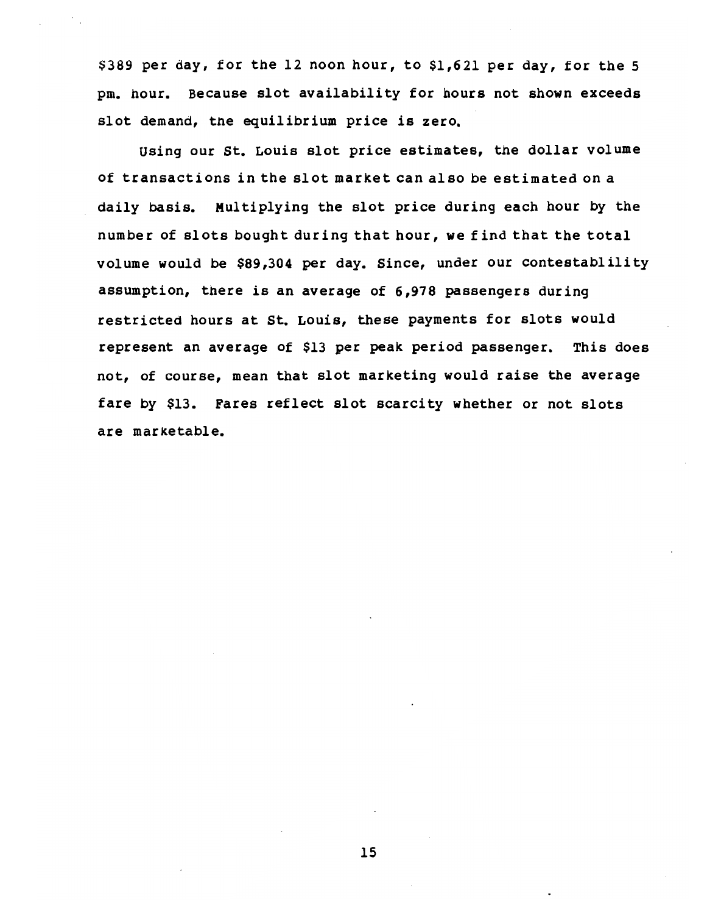$389 per day, for the 12 noon hour, to $1,621 per day, for the 5 pm. hour. Because slot availability for hours not shown exceeds slot demand, the equilibrium price is zero.

Using our St. Louis slot price estimates, the dollar volume of transactions in the slot market can also be estimated on a daily basis. Multiplying the slot price during each hour by the number of slots bought during that hour, we find that the total volume would be $89,304 per day. Since, under our contestablility assumption, there is an average of 6,978 passengers during restricted hours at St. Louis, these payments for slots would represent an average of $13 per peak period passenger. This does not, of course, mean that slot marketing would raise the average fare by $13. Fares reflect slot scarcity whether or not slots are marketable.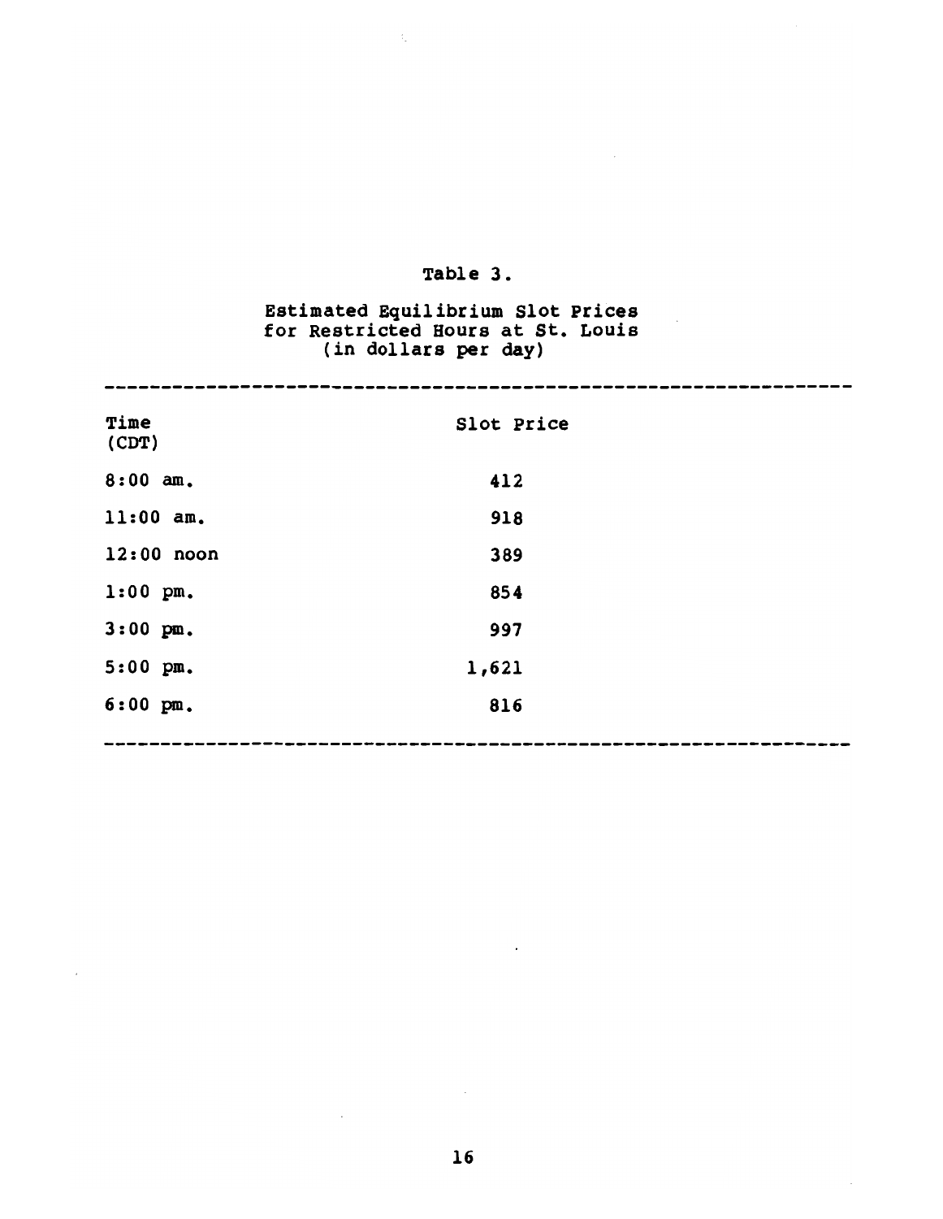Table 3.

Estimated Equilibrium Slot Prices for Restricted Hours at St. Louis (in dollars per day)

| Time (CDT) | Slot Price |
| --- | --- |
| 8:00 am. | 412 |
| 11:00 am. | 918 |
| 12:00 noon | 389 |
| 1:00 pm. | 854 |
| 3:00 pm. | 997 |
| 5:00 pm. | 1,621 |
| 6:00 pm. | 816 |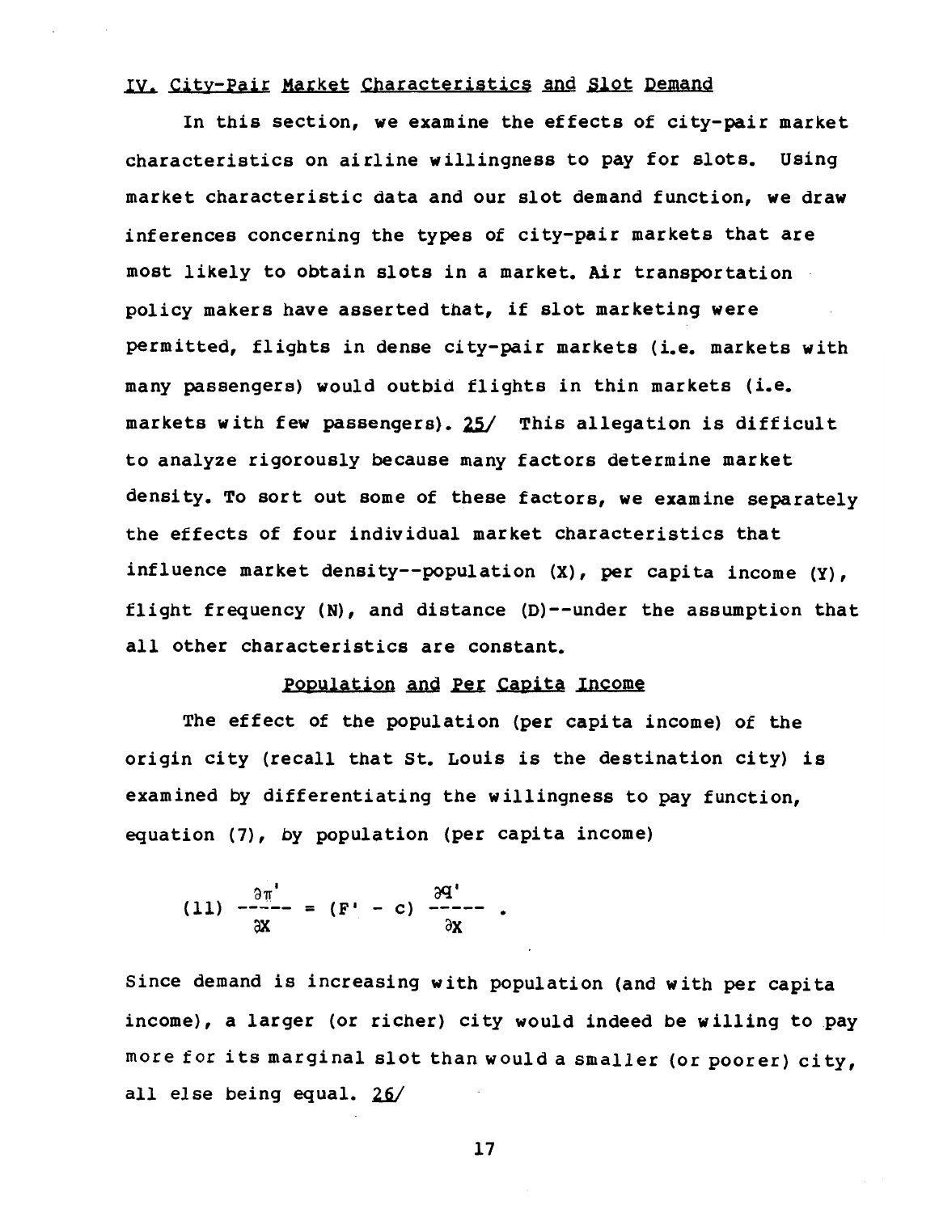## IV. City-Pair Market Characteristics and Slot Demand

In this section, we examine the effects of city-pair market characteristics on airline willingness to pay for slots. Using market characteristic data and our slot demand function, we draw inferences concerning the types of city-pair markets that are most likely to obtain slots in a market. Air transportation policy makers have asserted that, if slot marketing were permitted, flights in dense city-pair markets (i.e. markets with many passengers) would outbid flights in thin markets (i.e. markets with few passengers). 25/ This allegation is difficult to analyze rigorously because many factors determine market density. To sort out some of these factors, we examine separately the effects of four individual market characteristics that influence market density--population (X), per capita income (Y), flight frequency (N), and distance (D)--under the assumption that all other characteristics are constant.

### Population and Per Capita Income

The effect of the population (per capita income) of the origin city (recall that St. Louis is the destination city) is examined by differentiating the willingness to pay function, equation (7), by population (per capita income)

$$(11) \quad \frac{\partial \pi'}{\partial X} = (F' - c) \frac{\partial q'}{\partial X} .$$

Since demand is increasing with population (and with per capita income), a larger (or richer) city would indeed be willing to pay more for its marginal slot than would a smaller (or poorer) city, all else being equal. 26/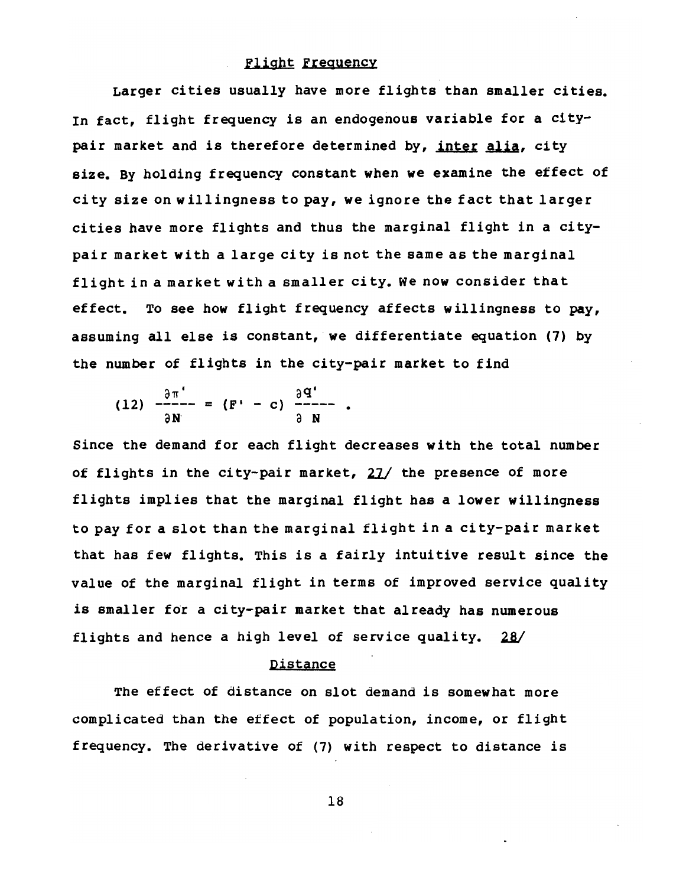## Flight Frequency

Larger cities usually have more flights than smaller cities. In fact, flight frequency is an endogenous variable for a city-pair market and is therefore determined by, *inter alia*, city size. By holding frequency constant when we examine the effect of city size on willingness to pay, we ignore the fact that larger cities have more flights and thus the marginal flight in a city-pair market with a large city is not the same as the marginal flight in a market with a smaller city. We now consider that effect. To see how flight frequency affects willingness to pay, assuming all else is constant, we differentiate equation (7) by the number of flights in the city-pair market to find

$$(12) \quad \frac{\partial \pi'}{\partial N} = (F' - c) \frac{\partial q'}{\partial N} .$$

Since the demand for each flight decreases with the total number of flights in the city-pair market, 27/ the presence of more flights implies that the marginal flight has a lower willingness to pay for a slot than the marginal flight in a city-pair market that has few flights. This is a fairly intuitive result since the value of the marginal flight in terms of improved service quality is smaller for a city-pair market that already has numerous flights and hence a high level of service quality. 28/

## Distance

The effect of distance on slot demand is somewhat more complicated than the effect of population, income, or flight frequency. The derivative of (7) with respect to distance is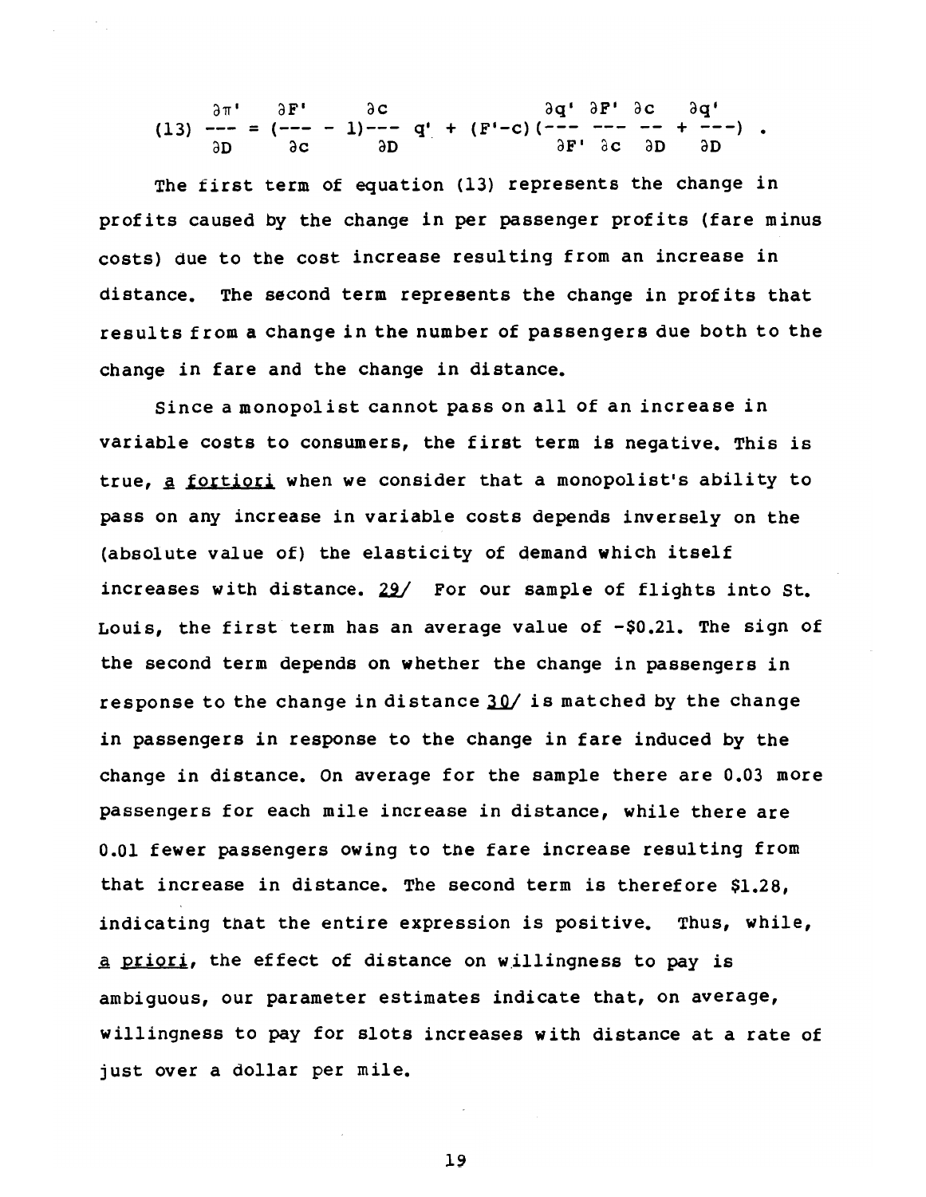$$(13) \quad \frac{\partial \pi'}{\partial D} = \left(\frac{\partial F'}{\partial c} - 1\right)\frac{\partial c}{\partial D} q' + (F'-c)\left(\frac{\partial q'}{\partial F'}\frac{\partial F'}{\partial c}\frac{\partial c}{\partial D} + \frac{\partial q'}{\partial D}\right).$$

The first term of equation (13) represents the change in profits caused by the change in per passenger profits (fare minus costs) due to the cost increase resulting from an increase in distance. The second term represents the change in profits that results from a change in the number of passengers due both to the change in fare and the change in distance.

Since a monopolist cannot pass on all of an increase in variable costs to consumers, the first term is negative. This is true, a fortiori when we consider that a monopolist's ability to pass on any increase in variable costs depends inversely on the (absolute value of) the elasticity of demand which itself increases with distance. 29/ For our sample of flights into St. Louis, the first term has an average value of -$0.21. The sign of the second term depends on whether the change in passengers in response to the change in distance 30/ is matched by the change in passengers in response to the change in fare induced by the change in distance. On average for the sample there are 0.03 more passengers for each mile increase in distance, while there are 0.01 fewer passengers owing to the fare increase resulting from that increase in distance. The second term is therefore $1.28, indicating that the entire expression is positive. Thus, while, a priori, the effect of distance on willingness to pay is ambiguous, our parameter estimates indicate that, on average, willingness to pay for slots increases with distance at a rate of just over a dollar per mile.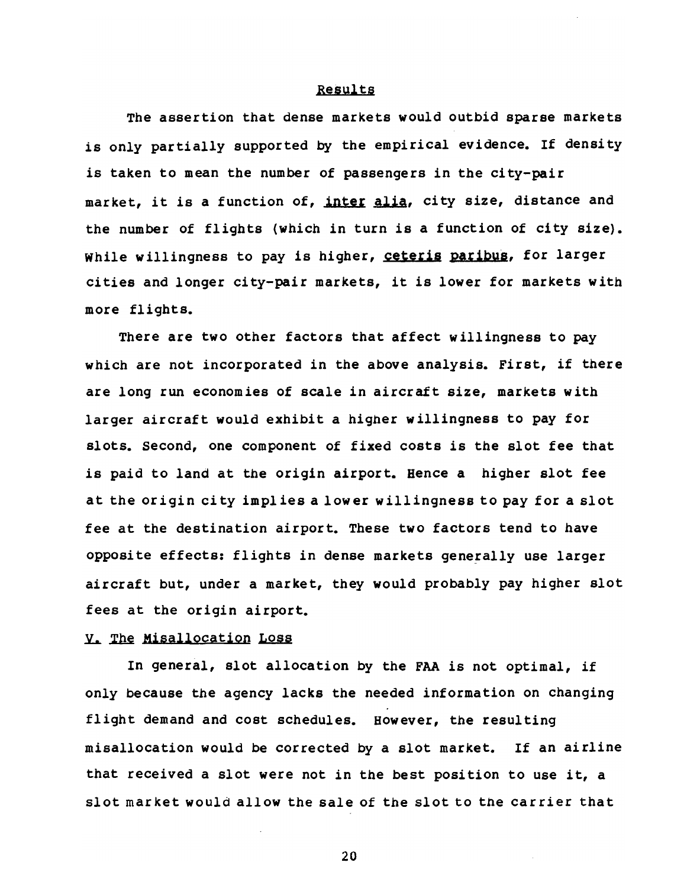### Results

The assertion that dense markets would outbid sparse markets is only partially supported by the empirical evidence. If density is taken to mean the number of passengers in the city-pair market, it is a function of, *inter alia*, city size, distance and the number of flights (which in turn is a function of city size). While willingness to pay is higher, *ceteris paribus*, for larger cities and longer city-pair markets, it is lower for markets with more flights.

There are two other factors that affect willingness to pay which are not incorporated in the above analysis. First, if there are long run economies of scale in aircraft size, markets with larger aircraft would exhibit a higher willingness to pay for slots. Second, one component of fixed costs is the slot fee that is paid to land at the origin airport. Hence a higher slot fee at the origin city implies a lower willingness to pay for a slot fee at the destination airport. These two factors tend to have opposite effects: flights in dense markets generally use larger aircraft but, under a market, they would probably pay higher slot fees at the origin airport.

## V. The Misallocation Loss

In general, slot allocation by the FAA is not optimal, if only because the agency lacks the needed information on changing flight demand and cost schedules. However, the resulting misallocation would be corrected by a slot market. If an airline that received a slot were not in the best position to use it, a slot market would allow the sale of the slot to the carrier that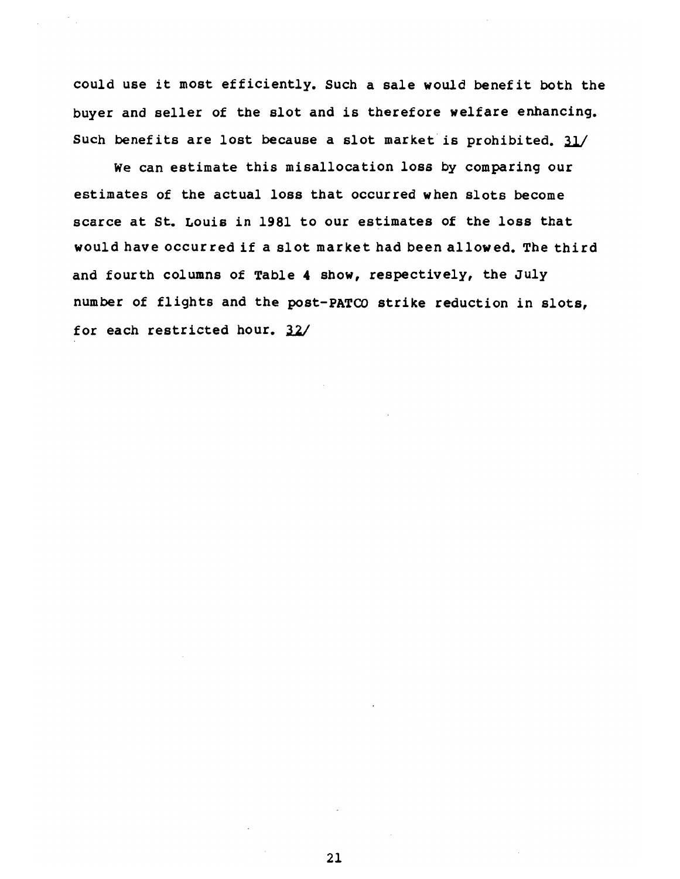could use it most efficiently. Such a sale would benefit both the buyer and seller of the slot and is therefore welfare enhancing. Such benefits are lost because a slot market is prohibited. 31/

We can estimate this misallocation loss by comparing our estimates of the actual loss that occurred when slots become scarce at St. Louis in 1981 to our estimates of the loss that would have occurred if a slot market had been allowed. The third and fourth columns of Table 4 show, respectively, the July number of flights and the post-PATCO strike reduction in slots, for each restricted hour. 32/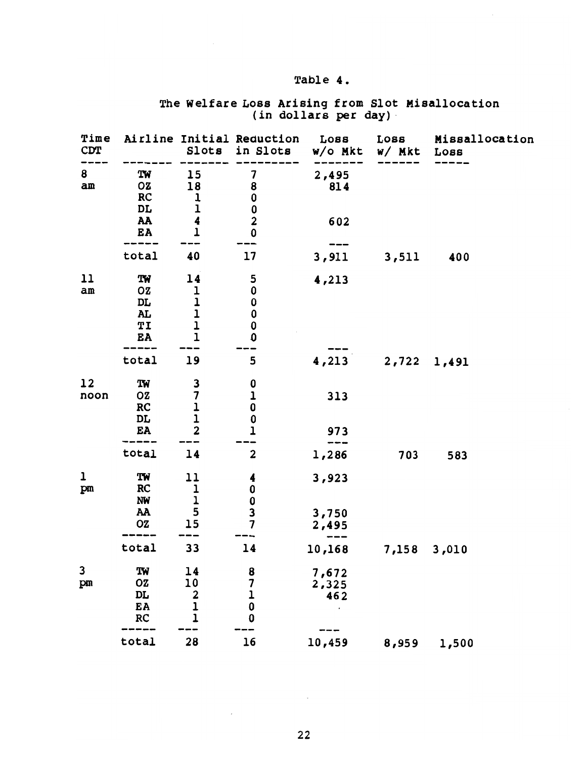# Table 4.

## The Welfare Loss Arising from Slot Misallocation (in dollars per day)

| Time CDT | Airline | Initial Slots | Reduction in Slots | Loss w/o Mkt | Loss w/ Mkt | Missallocation Loss |
|---|---|---|---|---|---|---|
| 8 am | TW | 15 | 7 | 2,495 | | |
| | OZ | 18 | 8 | 814 | | |
| | RC | 1 | 0 | | | |
| | DL | 1 | 0 | | | |
| | AA | 4 | 2 | 602 | | |
| | EA | 1 | 0 | | | |
| | total | 40 | 17 | 3,911 | 3,511 | 400 |
| 11 am | TW | 14 | 5 | 4,213 | | |
| | OZ | 1 | 0 | | | |
| | DL | 1 | 0 | | | |
| | AL | 1 | 0 | | | |
| | TI | 1 | 0 | | | |
| | EA | 1 | 0 | | | |
| | total | 19 | 5 | 4,213 | 2,722 | 1,491 |
| 12 noon | TW | 3 | 0 | | | |
| | OZ | 7 | 1 | 313 | | |
| | RC | 1 | 0 | | | |
| | DL | 1 | 0 | | | |
| | EA | 2 | 1 | 973 | | |
| | total | 14 | 2 | 1,286 | 703 | 583 |
| 1 pm | TW | 11 | 4 | 3,923 | | |
| | RC | 1 | 0 | | | |
| | NW | 1 | 0 | | | |
| | AA | 5 | 3 | 3,750 | | |
| | OZ | 15 | 7 | 2,495 | | |
| | total | 33 | 14 | 10,168 | 7,158 | 3,010 |
| 3 pm | TW | 14 | 8 | 7,672 | | |
| | OZ | 10 | 7 | 2,325 | | |
| | DL | 2 | 1 | 462 | | |
| | EA | 1 | 0 | | | |
| | RC | 1 | 0 | | | |
| | total | 28 | 16 | 10,459 | 8,959 | 1,500 |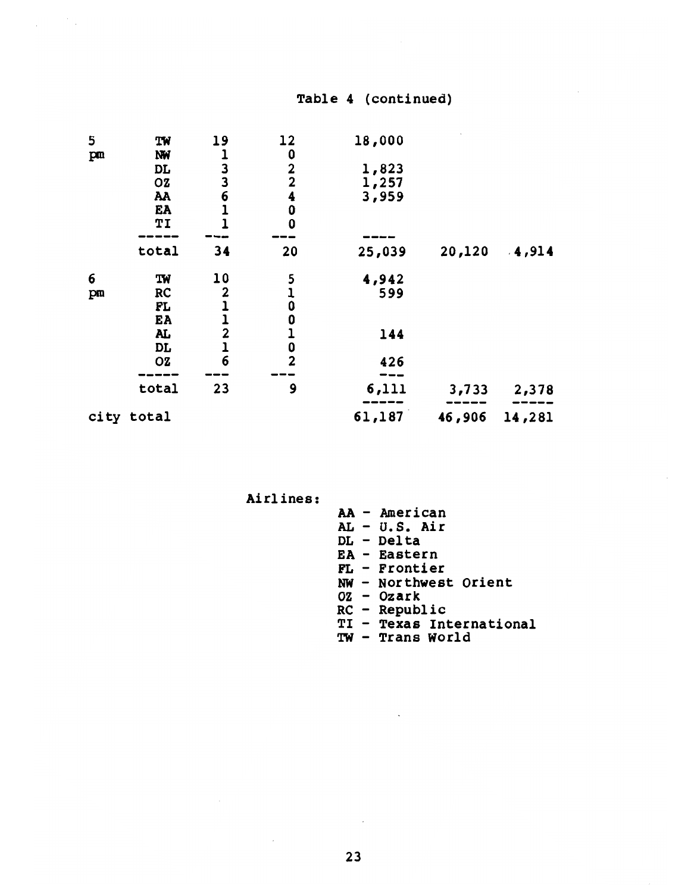# Table 4 (continued)

| | | | | | | |
|---|---|---|---|---|---|---|
| 5 pm | TW | 19 | 12 | 18,000 | | |
| | NW | 1 | 0 | | | |
| | DL | 3 | 2 | 1,823 | | |
| | OZ | 3 | 2 | 1,257 | | |
| | AA | 6 | 4 | 3,959 | | |
| | EA | 1 | 0 | | | |
| | TI | 1 | 0 | | | |
| | total | 34 | 20 | 25,039 | 20,120 | 4,914 |
| 6 pm | TW | 10 | 5 | 4,942 | | |
| | RC | 2 | 1 | 599 | | |
| | FL | 1 | 0 | | | |
| | EA | 1 | 0 | | | |
| | AL | 2 | 1 | 144 | | |
| | DL | 1 | 0 | | | |
| | OZ | 6 | 2 | 426 | | |
| | total | 23 | 9 | 6,111 | 3,733 | 2,378 |
| city total | | | | 61,187 | 46,906 | 14,281 |

Airlines:

- AA - American
- AL - U.S. Air
- DL - Delta
- EA - Eastern
- FL - Frontier
- NW - Northwest Orient
- OZ - Ozark
- RC - Republic
- TI - Texas International
- TW - Trans World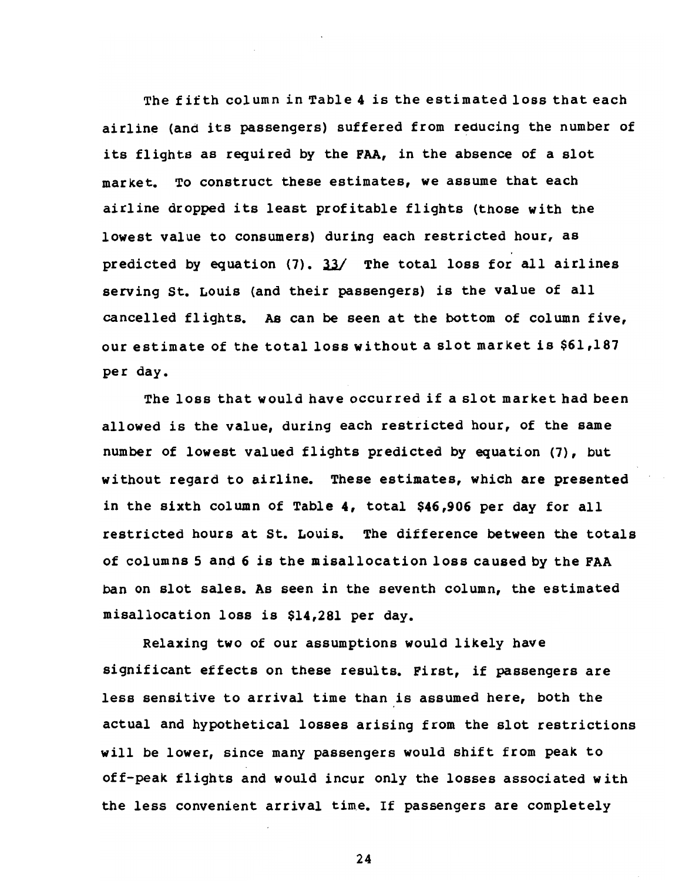The fifth column in Table 4 is the estimated loss that each airline (and its passengers) suffered from reducing the number of its flights as required by the FAA, in the absence of a slot market. To construct these estimates, we assume that each airline dropped its least profitable flights (those with the lowest value to consumers) during each restricted hour, as predicted by equation (7). 33/ The total loss for all airlines serving St. Louis (and their passengers) is the value of all cancelled flights. As can be seen at the bottom of column five, our estimate of the total loss without a slot market is $61,187 per day.

The loss that would have occurred if a slot market had been allowed is the value, during each restricted hour, of the same number of lowest valued flights predicted by equation (7), but without regard to airline. These estimates, which are presented in the sixth column of Table 4, total $46,906 per day for all restricted hours at St. Louis. The difference between the totals of columns 5 and 6 is the misallocation loss caused by the FAA ban on slot sales. As seen in the seventh column, the estimated misallocation loss is $14,281 per day.

Relaxing two of our assumptions would likely have significant effects on these results. First, if passengers are less sensitive to arrival time than is assumed here, both the actual and hypothetical losses arising from the slot restrictions will be lower, since many passengers would shift from peak to off-peak flights and would incur only the losses associated with the less convenient arrival time. If passengers are completely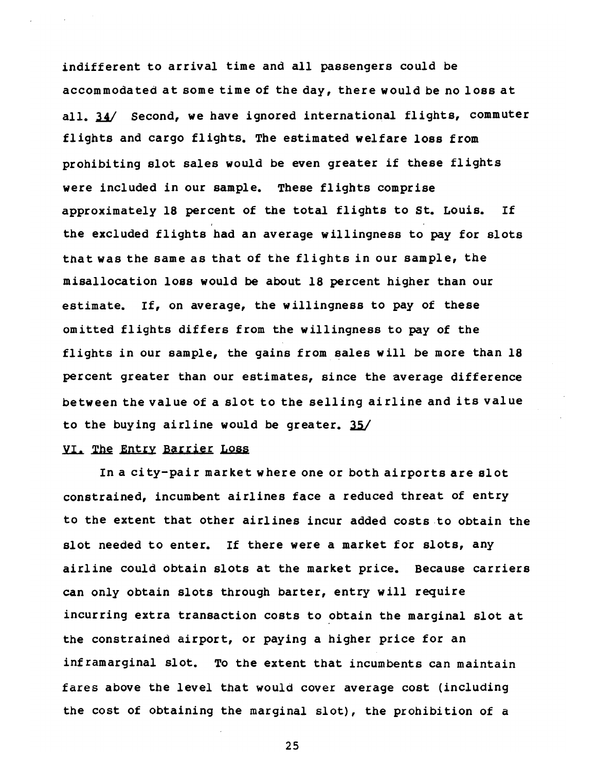indifferent to arrival time and all passengers could be accommodated at some time of the day, there would be no loss at all. 34/ Second, we have ignored international flights, commuter flights and cargo flights. The estimated welfare loss from prohibiting slot sales would be even greater if these flights were included in our sample. These flights comprise approximately 18 percent of the total flights to St. Louis. If the excluded flights had an average willingness to pay for slots that was the same as that of the flights in our sample, the misallocation loss would be about 18 percent higher than our estimate. If, on average, the willingness to pay of these omitted flights differs from the willingness to pay of the flights in our sample, the gains from sales will be more than 18 percent greater than our estimates, since the average difference between the value of a slot to the selling airline and its value to the buying airline would be greater. 35/

## VI. The Entry Barrier Loss

In a city-pair market where one or both airports are slot constrained, incumbent airlines face a reduced threat of entry to the extent that other airlines incur added costs to obtain the slot needed to enter. If there were a market for slots, any airline could obtain slots at the market price. Because carriers can only obtain slots through barter, entry will require incurring extra transaction costs to obtain the marginal slot at the constrained airport, or paying a higher price for an inframarginal slot. To the extent that incumbents can maintain fares above the level that would cover average cost (including the cost of obtaining the marginal slot), the prohibition of a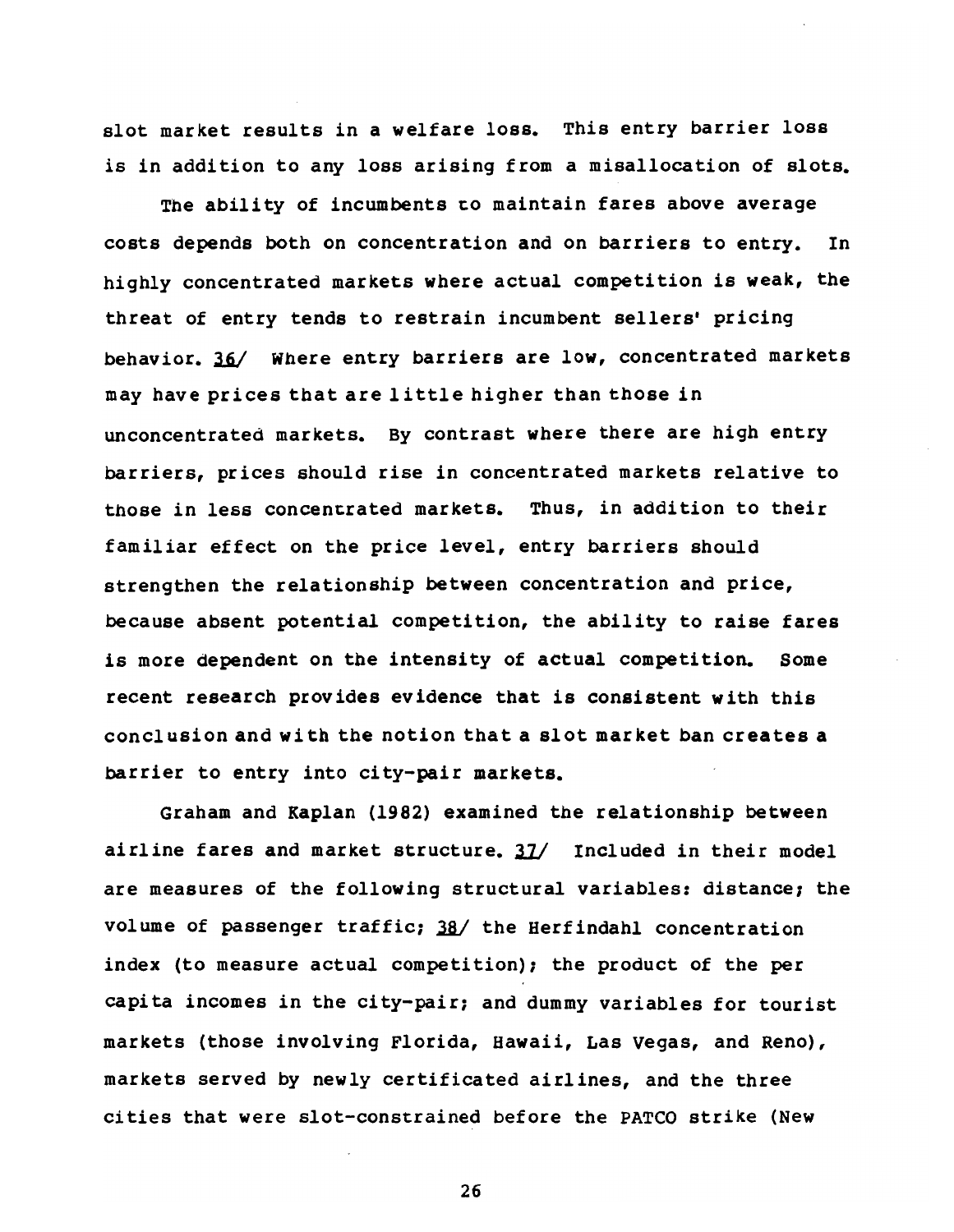slot market results in a welfare loss. This entry barrier loss is in addition to any loss arising from a misallocation of slots.

The ability of incumbents to maintain fares above average costs depends both on concentration and on barriers to entry. In highly concentrated markets where actual competition is weak, the threat of entry tends to restrain incumbent sellers' pricing behavior. 36/ Where entry barriers are low, concentrated markets may have prices that are little higher than those in unconcentrated markets. By contrast where there are high entry barriers, prices should rise in concentrated markets relative to those in less concentrated markets. Thus, in addition to their familiar effect on the price level, entry barriers should strengthen the relationship between concentration and price, because absent potential competition, the ability to raise fares is more dependent on the intensity of actual competition. Some recent research provides evidence that is consistent with this conclusion and with the notion that a slot market ban creates a barrier to entry into city-pair markets.

Graham and Kaplan (1982) examined the relationship between airline fares and market structure. 37/ Included in their model are measures of the following structural variables: distance; the volume of passenger traffic; 38/ the Herfindahl concentration index (to measure actual competition); the product of the per capita incomes in the city-pair; and dummy variables for tourist markets (those involving Florida, Hawaii, Las Vegas, and Reno), markets served by newly certificated airlines, and the three cities that were slot-constrained before the PATCO strike (New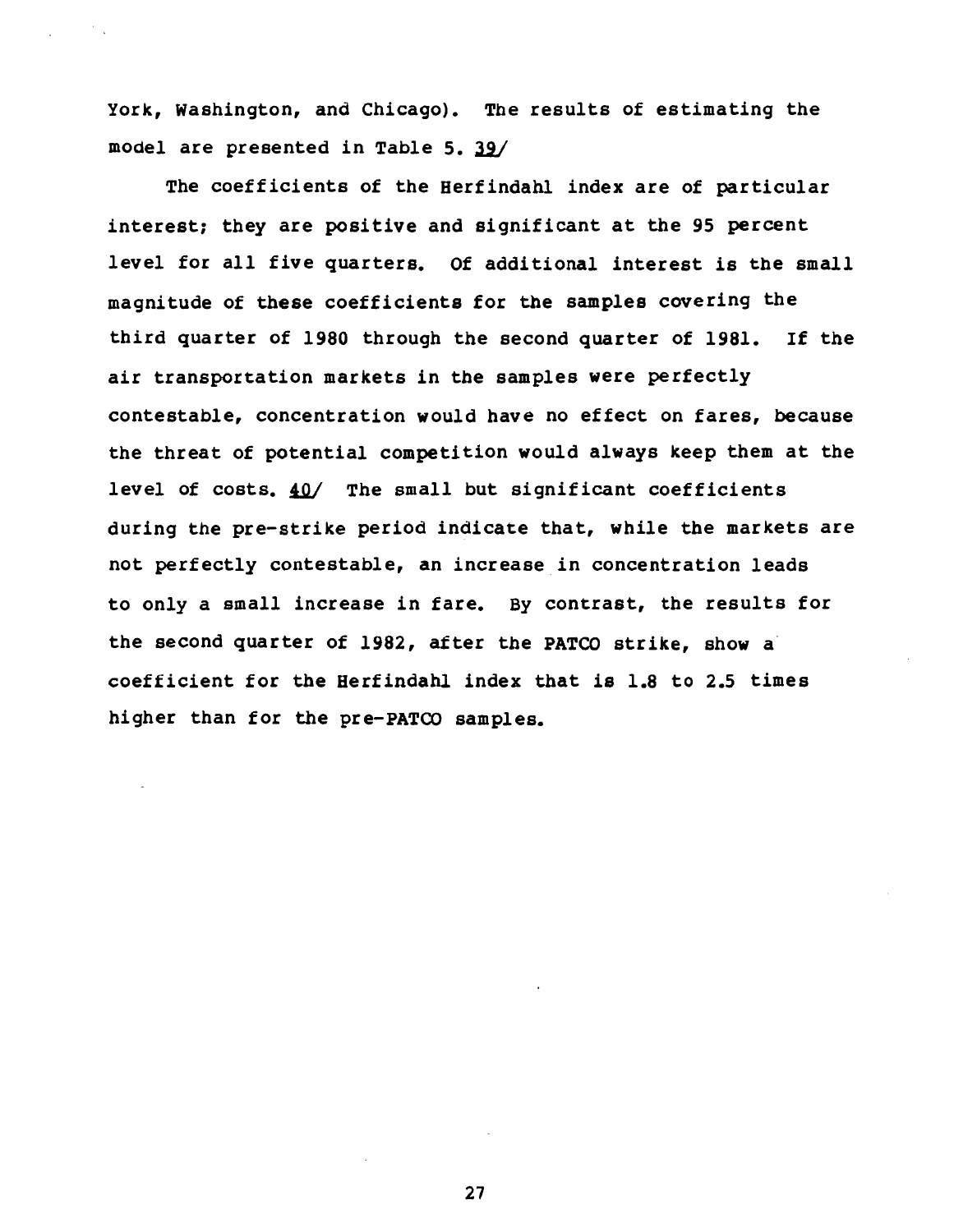York, Washington, and Chicago). The results of estimating the model are presented in Table 5. 39/

The coefficients of the Herfindahl index are of particular interest; they are positive and significant at the 95 percent level for all five quarters. Of additional interest is the small magnitude of these coefficients for the samples covering the third quarter of 1980 through the second quarter of 1981. If the air transportation markets in the samples were perfectly contestable, concentration would have no effect on fares, because the threat of potential competition would always keep them at the level of costs. 40/ The small but significant coefficients during the pre-strike period indicate that, while the markets are not perfectly contestable, an increase in concentration leads to only a small increase in fare. By contrast, the results for the second quarter of 1982, after the PATCO strike, show a coefficient for the Herfindahl index that is 1.8 to 2.5 times higher than for the pre-PATCO samples.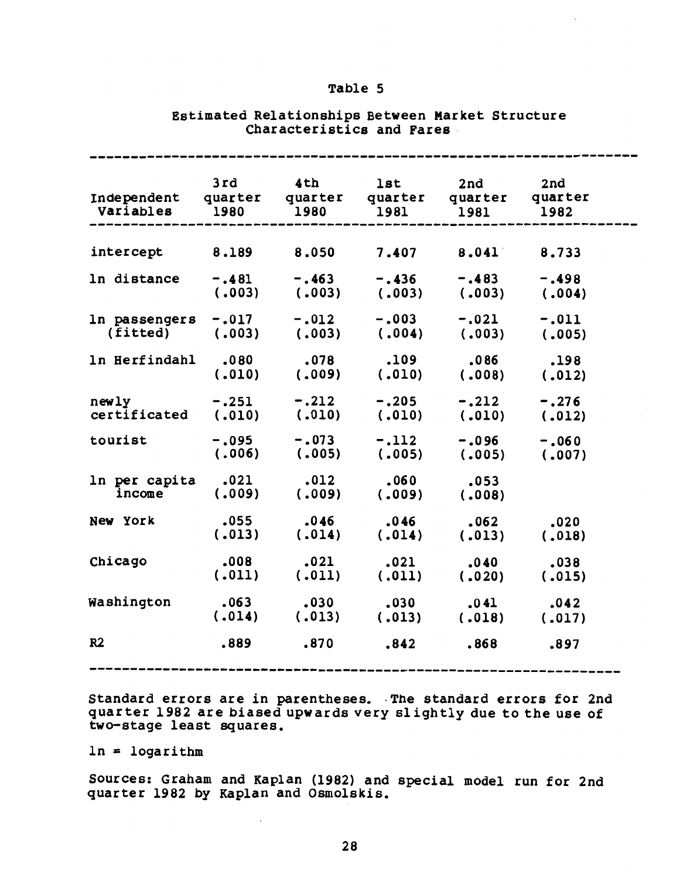# Table 5

## Estimated Relationships Between Market Structure Characteristics and Fares

| Independent Variables | 3rd quarter 1980 | 4th quarter 1980 | 1st quarter 1981 | 2nd quarter 1981 | 2nd quarter 1982 |
|---|---|---|---|---|---|
| intercept | 8.189 | 8.050 | 7.407 | 8.041 | 8.733 |
| ln distance | -.481 | -.463 | -.436 | -.483 | -.498 |
| | (.003) | (.003) | (.003) | (.003) | (.004) |
| ln passengers (fitted) | -.017 | -.012 | -.003 | -.021 | -.011 |
| | (.003) | (.003) | (.004) | (.003) | (.005) |
| ln Herfindahl | .080 | .078 | .109 | .086 | .198 |
| | (.010) | (.009) | (.010) | (.008) | (.012) |
| newly certificated | -.251 | -.212 | -.205 | -.212 | -.276 |
| | (.010) | (.010) | (.010) | (.010) | (.012) |
| tourist | -.095 | -.073 | -.112 | -.096 | -.060 |
| | (.006) | (.005) | (.005) | (.005) | (.007) |
| ln per capita income | .021 | .012 | .060 | .053 | |
| | (.009) | (.009) | (.009) | (.008) | |
| New York | .055 | .046 | .046 | .062 | .020 |
| | (.013) | (.014) | (.014) | (.013) | (.018) |
| Chicago | .008 | .021 | .021 | .040 | .038 |
| | (.011) | (.011) | (.011) | (.020) | (.015) |
| Washington | .063 | .030 | .030 | .041 | .042 |
| | (.014) | (.013) | (.013) | (.018) | (.017) |
| $R^2$ | .889 | .870 | .842 | .868 | .897 |

Standard errors are in parentheses. The standard errors for 2nd quarter 1982 are biased upwards very slightly due to the use of two-stage least squares.

ln = logarithm

Sources: Graham and Kaplan (1982) and special model run for 2nd quarter 1982 by Kaplan and Osmolskis.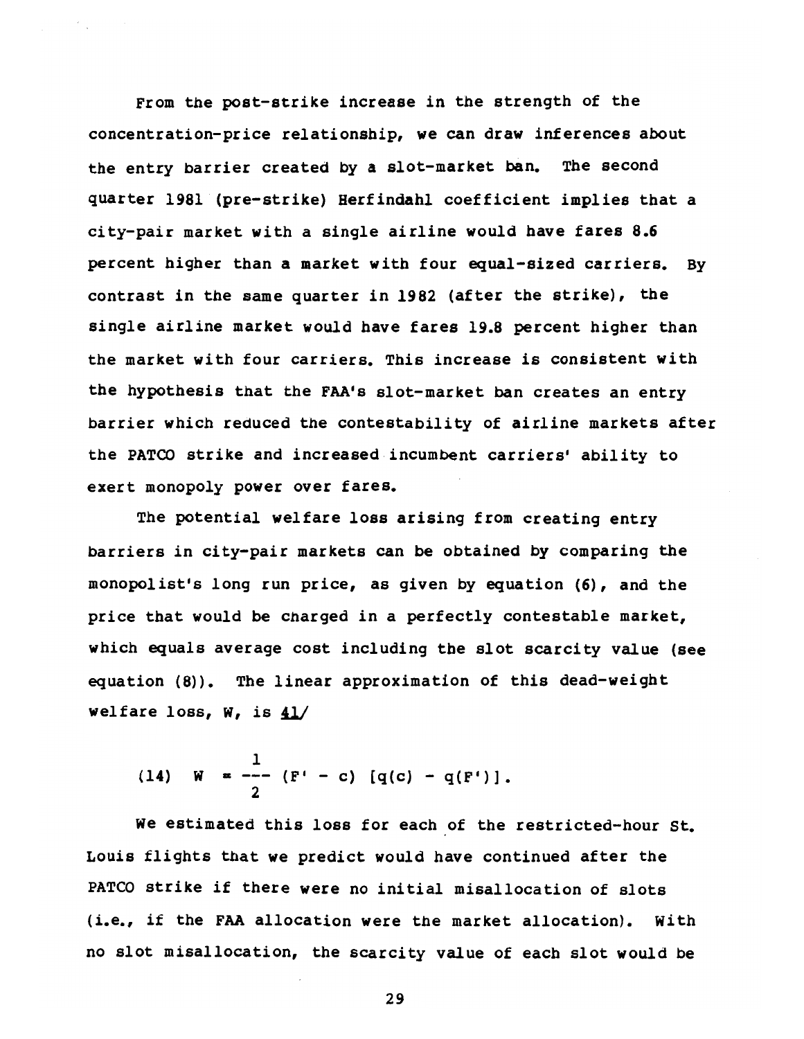From the post-strike increase in the strength of the concentration-price relationship, we can draw inferences about the entry barrier created by a slot-market ban. The second quarter 1981 (pre-strike) Herfindahl coefficient implies that a city-pair market with a single airline would have fares 8.6 percent higher than a market with four equal-sized carriers. By contrast in the same quarter in 1982 (after the strike), the single airline market would have fares 19.8 percent higher than the market with four carriers. This increase is consistent with the hypothesis that the FAA's slot-market ban creates an entry barrier which reduced the contestability of airline markets after the PATCO strike and increased incumbent carriers' ability to exert monopoly power over fares.

The potential welfare loss arising from creating entry barriers in city-pair markets can be obtained by comparing the monopolist's long run price, as given by equation (6), and the price that would be charged in a perfectly contestable market, which equals average cost including the slot scarcity value (see equation (8)). The linear approximation of this dead-weight welfare loss, $W$, is 41/

$$(14) \quad W = \frac{1}{2} (F' - c) \, [q(c) - q(F')].$$

We estimated this loss for each of the restricted-hour St. Louis flights that we predict would have continued after the PATCO strike if there were no initial misallocation of slots (i.e., if the FAA allocation were the market allocation). With no slot misallocation, the scarcity value of each slot would be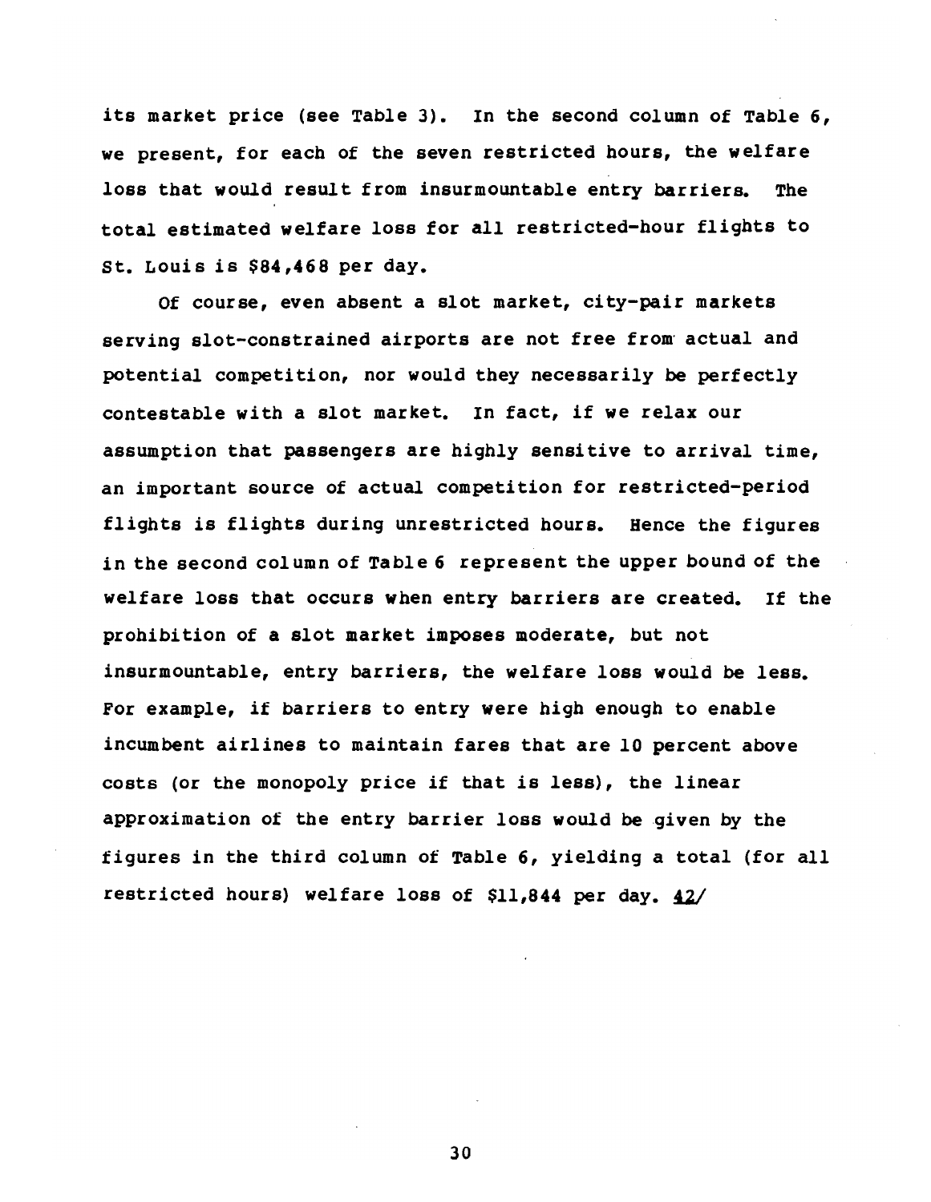its market price (see Table 3). In the second column of Table 6, we present, for each of the seven restricted hours, the welfare loss that would result from insurmountable entry barriers. The total estimated welfare loss for all restricted-hour flights to St. Louis is $84,468 per day.

Of course, even absent a slot market, city-pair markets serving slot-constrained airports are not free from actual and potential competition, nor would they necessarily be perfectly contestable with a slot market. In fact, if we relax our assumption that passengers are highly sensitive to arrival time, an important source of actual competition for restricted-period flights is flights during unrestricted hours. Hence the figures in the second column of Table 6 represent the upper bound of the welfare loss that occurs when entry barriers are created. If the prohibition of a slot market imposes moderate, but not insurmountable, entry barriers, the welfare loss would be less. For example, if barriers to entry were high enough to enable incumbent airlines to maintain fares that are 10 percent above costs (or the monopoly price if that is less), the linear approximation of the entry barrier loss would be given by the figures in the third column of Table 6, yielding a total (for all restricted hours) welfare loss of $11,844 per day. 42/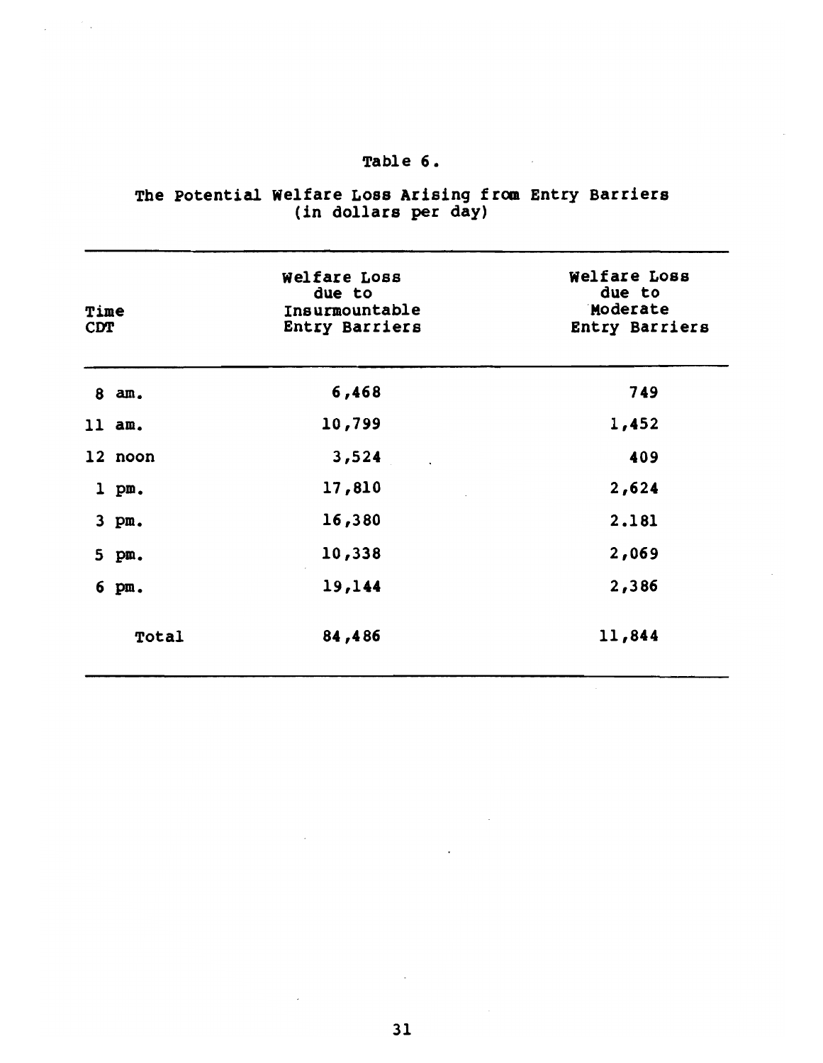Table 6.

The Potential Welfare Loss Arising from Entry Barriers (in dollars per day)

| Time CDT | Welfare Loss due to Insurmountable Entry Barriers | Welfare Loss due to Moderate Entry Barriers |
|---|---|---|
| 8 am. | 6,468 | 749 |
| 11 am. | 10,799 | 1,452 |
| 12 noon | 3,524 | 409 |
| 1 pm. | 17,810 | 2,624 |
| 3 pm. | 16,380 | 2.181 |
| 5 pm. | 10,338 | 2,069 |
| 6 pm. | 19,144 | 2,386 |
| Total | 84,486 | 11,844 |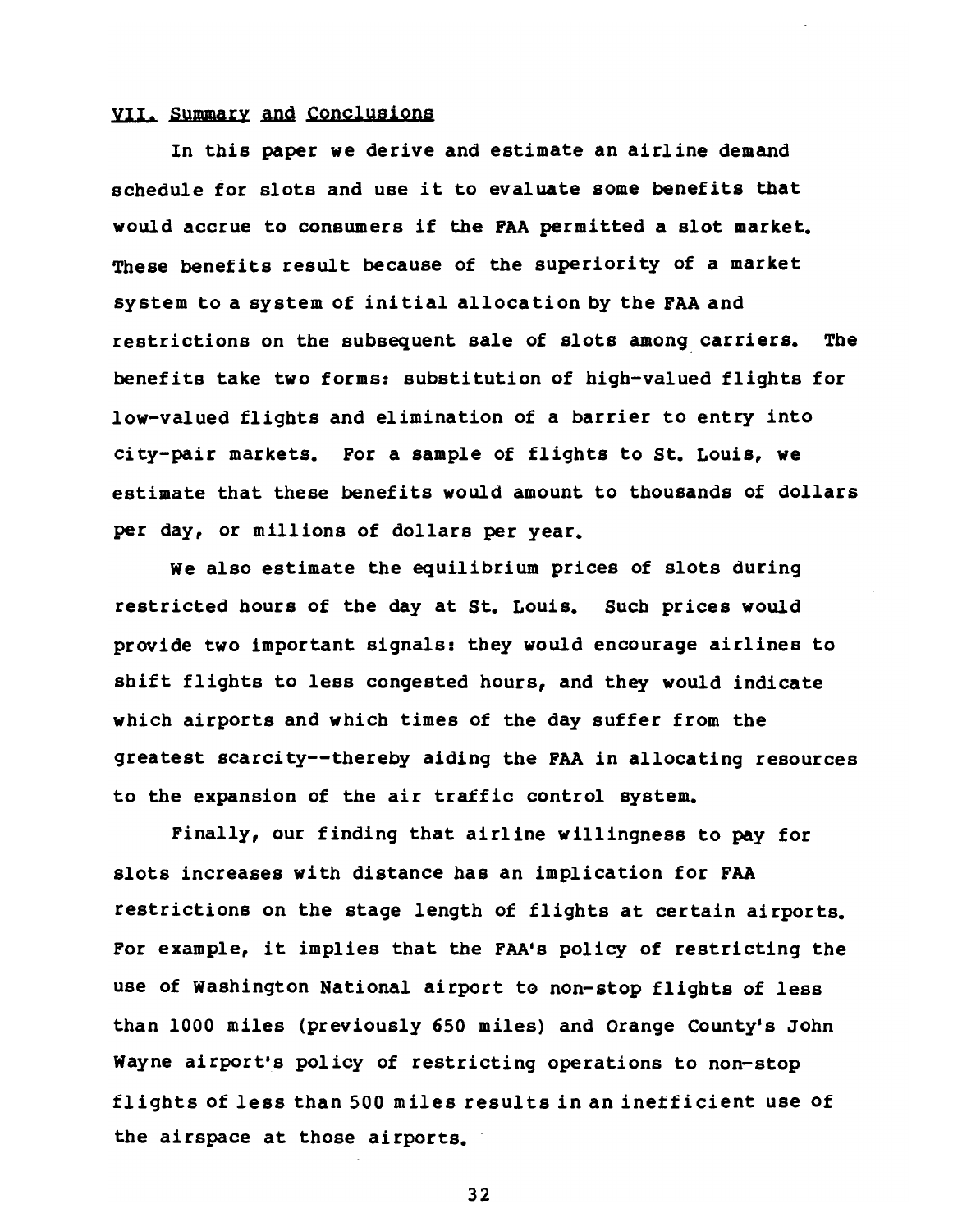## VII. Summary and Conclusions

In this paper we derive and estimate an airline demand schedule for slots and use it to evaluate some benefits that would accrue to consumers if the FAA permitted a slot market. These benefits result because of the superiority of a market system to a system of initial allocation by the FAA and restrictions on the subsequent sale of slots among carriers. The benefits take two forms: substitution of high-valued flights for low-valued flights and elimination of a barrier to entry into city-pair markets. For a sample of flights to St. Louis, we estimate that these benefits would amount to thousands of dollars per day, or millions of dollars per year.

We also estimate the equilibrium prices of slots during restricted hours of the day at St. Louis. Such prices would provide two important signals: they would encourage airlines to shift flights to less congested hours, and they would indicate which airports and which times of the day suffer from the greatest scarcity--thereby aiding the FAA in allocating resources to the expansion of the air traffic control system.

Finally, our finding that airline willingness to pay for slots increases with distance has an implication for FAA restrictions on the stage length of flights at certain airports. For example, it implies that the FAA's policy of restricting the use of Washington National airport to non-stop flights of less than 1000 miles (previously 650 miles) and Orange County's John Wayne airport's policy of restricting operations to non-stop flights of less than 500 miles results in an inefficient use of the airspace at those airports.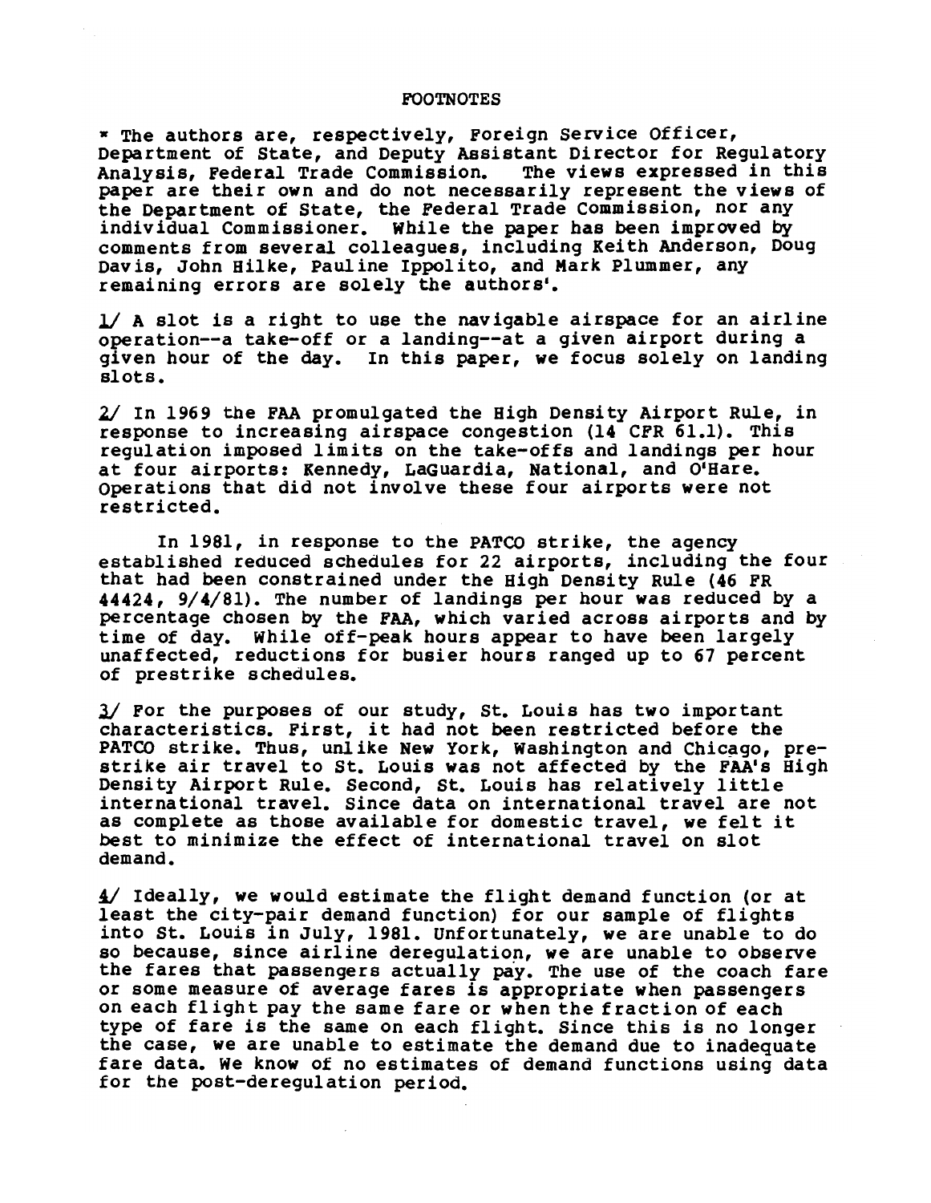## FOOTNOTES

\* The authors are, respectively, Foreign Service Officer, Department of State, and Deputy Assistant Director for Regulatory Analysis, Federal Trade Commission. The views expressed in this paper are their own and do not necessarily represent the views of the Department of State, the Federal Trade Commission, nor any individual Commissioner. While the paper has been improved by comments from several colleagues, including Keith Anderson, Doug Davis, John Hilke, Pauline Ippolito, and Mark Plummer, any remaining errors are solely the authors'.

1/ A slot is a right to use the navigable airspace for an airline operation--a take-off or a landing--at a given airport during a given hour of the day. In this paper, we focus solely on landing slots.

2/ In 1969 the FAA promulgated the High Density Airport Rule, in response to increasing airspace congestion (14 CFR 61.1). This regulation imposed limits on the take-offs and landings per hour at four airports: Kennedy, LaGuardia, National, and O'Hare. Operations that did not involve these four airports were not restricted.

In 1981, in response to the PATCO strike, the agency established reduced schedules for 22 airports, including the four that had been constrained under the High Density Rule (46 FR 44424, 9/4/81). The number of landings per hour was reduced by a percentage chosen by the FAA, which varied across airports and by time of day. While off-peak hours appear to have been largely unaffected, reductions for busier hours ranged up to 67 percent of prestrike schedules.

3/ For the purposes of our study, St. Louis has two important characteristics. First, it had not been restricted before the PATCO strike. Thus, unlike New York, Washington and Chicago, prestrike air travel to St. Louis was not affected by the FAA's High Density Airport Rule. Second, St. Louis has relatively little international travel. Since data on international travel are not as complete as those available for domestic travel, we felt it best to minimize the effect of international travel on slot demand.

4/ Ideally, we would estimate the flight demand function (or at least the city-pair demand function) for our sample of flights into St. Louis in July, 1981. Unfortunately, we are unable to do so because, since airline deregulation, we are unable to observe the fares that passengers actually pay. The use of the coach fare or some measure of average fares is appropriate when passengers on each flight pay the same fare or when the fraction of each type of fare is the same on each flight. Since this is no longer the case, we are unable to estimate the demand due to inadequate fare data. We know of no estimates of demand functions using data for the post-deregulation period.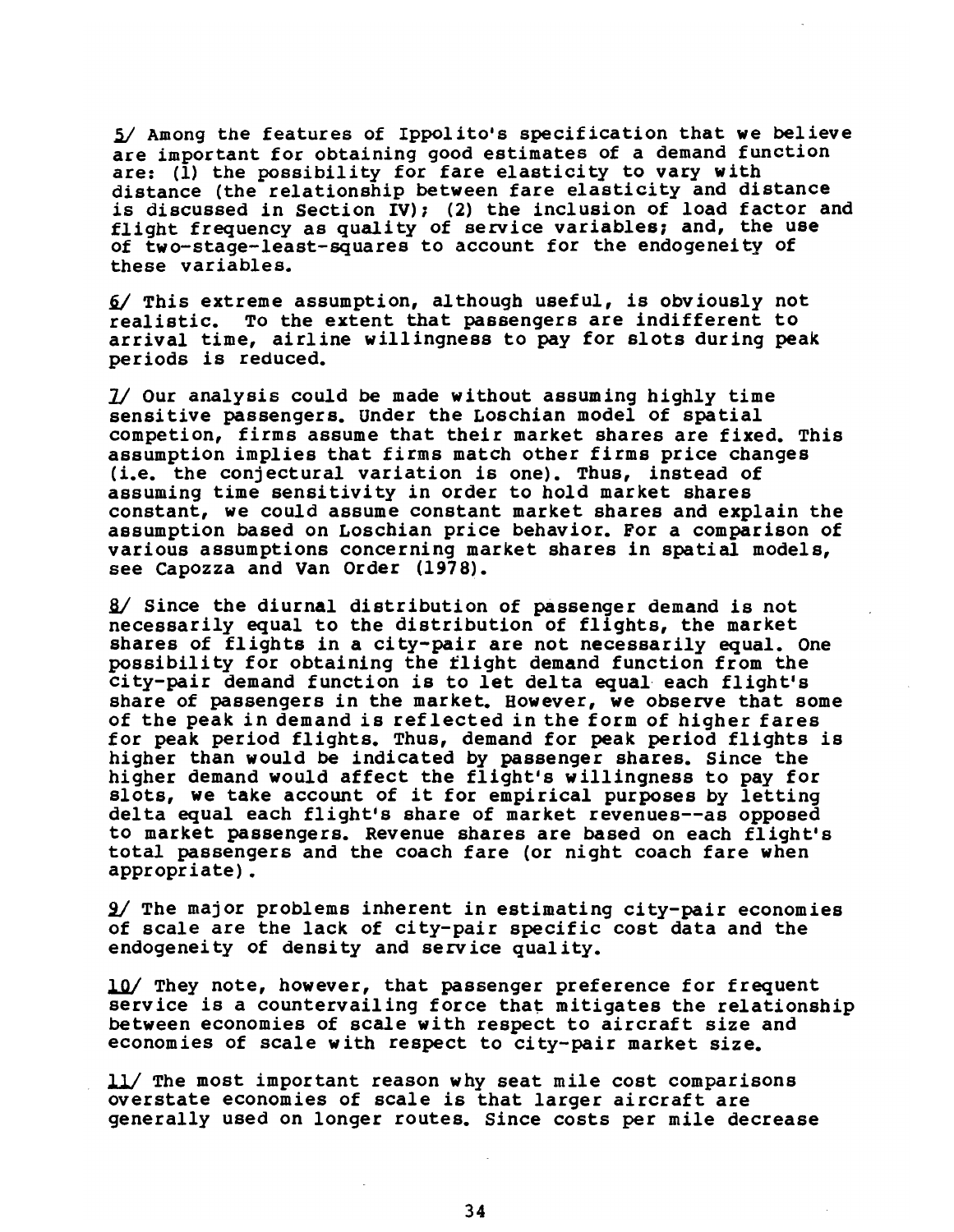5/ Among the features of Ippolito's specification that we believe are important for obtaining good estimates of a demand function are: (1) the possibility for fare elasticity to vary with distance (the relationship between fare elasticity and distance is discussed in Section IV); (2) the inclusion of load factor and flight frequency as quality of service variables; and, the use of two-stage-least-squares to account for the endogeneity of these variables.

6/ This extreme assumption, although useful, is obviously not realistic. To the extent that passengers are indifferent to arrival time, airline willingness to pay for slots during peak periods is reduced.

7/ Our analysis could be made without assuming highly time sensitive passengers. Under the Loschian model of spatial competion, firms assume that their market shares are fixed. This assumption implies that firms match other firms price changes (i.e. the conjectural variation is one). Thus, instead of assuming time sensitivity in order to hold market shares constant, we could assume constant market shares and explain the assumption based on Loschian price behavior. For a comparison of various assumptions concerning market shares in spatial models, see Capozza and Van Order (1978).

8/ Since the diurnal distribution of passenger demand is not necessarily equal to the distribution of flights, the market shares of flights in a city-pair are not necessarily equal. One possibility for obtaining the flight demand function from the city-pair demand function is to let delta equal each flight's share of passengers in the market. However, we observe that some of the peak in demand is reflected in the form of higher fares for peak period flights. Thus, demand for peak period flights is higher than would be indicated by passenger shares. Since the higher demand would affect the flight's willingness to pay for slots, we take account of it for empirical purposes by letting delta equal each flight's share of market revenues--as opposed to market passengers. Revenue shares are based on each flight's total passengers and the coach fare (or night coach fare when appropriate).

9/ The major problems inherent in estimating city-pair economies of scale are the lack of city-pair specific cost data and the endogeneity of density and service quality.

10/ They note, however, that passenger preference for frequent service is a countervailing force that mitigates the relationship between economies of scale with respect to aircraft size and economies of scale with respect to city-pair market size.

11/ The most important reason why seat mile cost comparisons overstate economies of scale is that larger aircraft are generally used on longer routes. Since costs per mile decrease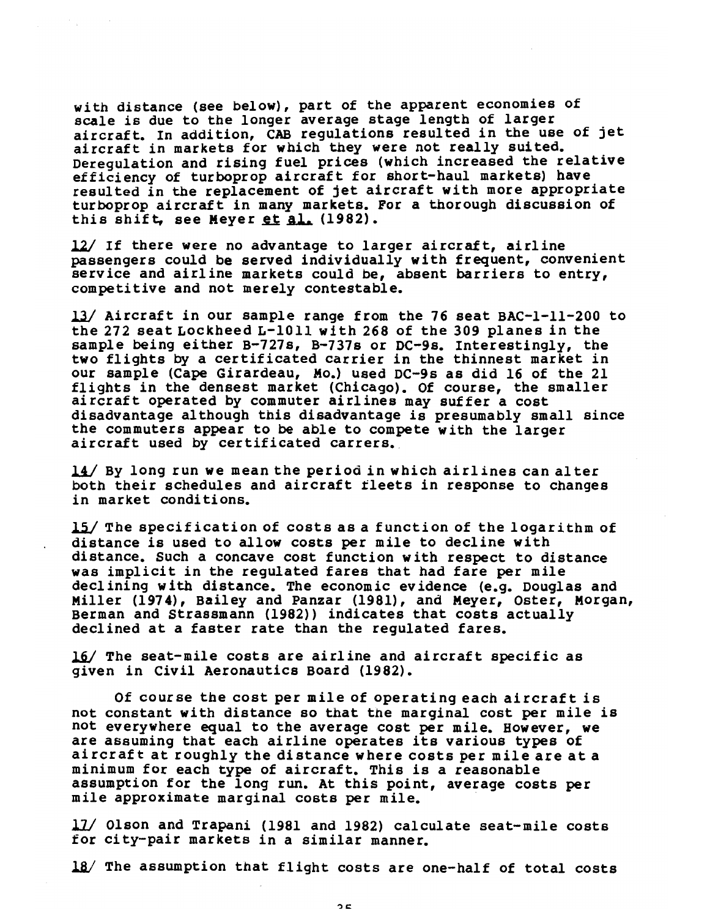with distance (see below), part of the apparent economies of scale is due to the longer average stage length of larger aircraft. In addition, CAB regulations resulted in the use of jet aircraft in markets for which they were not really suited. Deregulation and rising fuel prices (which increased the relative efficiency of turboprop aircraft for short-haul markets) have resulted in the replacement of jet aircraft with more appropriate turboprop aircraft in many markets. For a thorough discussion of this shift, see Meyer et al. (1982).

12/ If there were no advantage to larger aircraft, airline passengers could be served individually with frequent, convenient service and airline markets could be, absent barriers to entry, competitive and not merely contestable.

13/ Aircraft in our sample range from the 76 seat BAC-1-11-200 to the 272 seat Lockheed L-1011 with 268 of the 309 planes in the sample being either B-727s, B-737s or DC-9s. Interestingly, the two flights by a certificated carrier in the thinnest market in our sample (Cape Girardeau, Mo.) used DC-9s as did 16 of the 21 flights in the densest market (Chicago). Of course, the smaller aircraft operated by commuter airlines may suffer a cost disadvantage although this disadvantage is presumably small since the commuters appear to be able to compete with the larger aircraft used by certificated carrers.

14/ By long run we mean the period in which airlines can alter both their schedules and aircraft fleets in response to changes in market conditions.

15/ The specification of costs as a function of the logarithm of distance is used to allow costs per mile to decline with distance. Such a concave cost function with respect to distance was implicit in the regulated fares that had fare per mile declining with distance. The economic evidence (e.g. Douglas and Miller (1974), Bailey and Panzar (1981), and Meyer, Oster, Morgan, Berman and Strassmann (1982)) indicates that costs actually declined at a faster rate than the regulated fares.

16/ The seat-mile costs are airline and aircraft specific as given in Civil Aeronautics Board (1982).

Of course the cost per mile of operating each aircraft is not constant with distance so that the marginal cost per mile is not everywhere equal to the average cost per mile. However, we are assuming that each airline operates its various types of aircraft at roughly the distance where costs per mile are at a minimum for each type of aircraft. This is a reasonable assumption for the long run. At this point, average costs per mile approximate marginal costs per mile.

17/ Olson and Trapani (1981 and 1982) calculate seat-mile costs for city-pair markets in a similar manner.

18/ The assumption that flight costs are one-half of total costs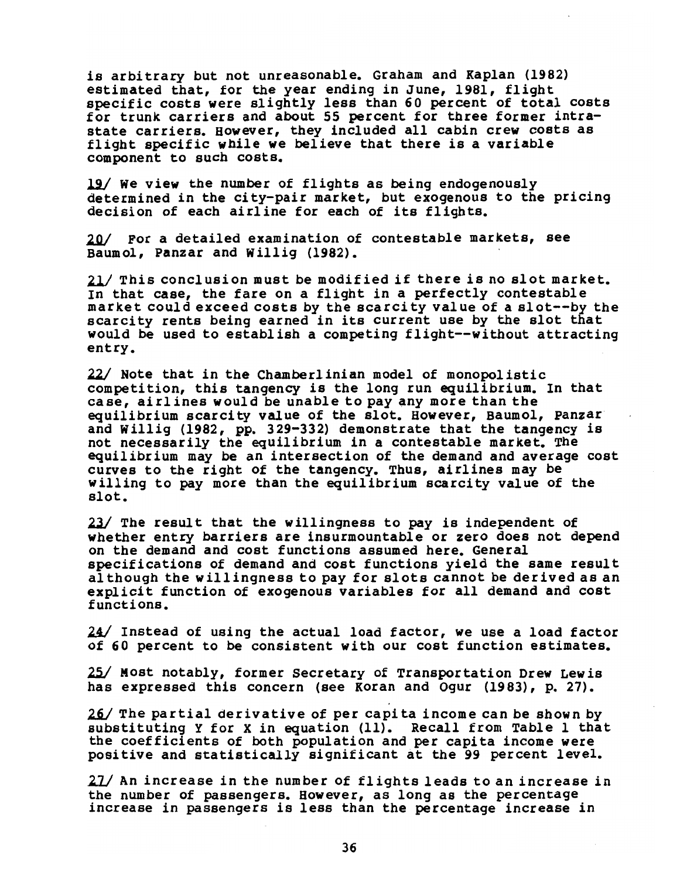is arbitrary but not unreasonable. Graham and Kaplan (1982) estimated that, for the year ending in June, 1981, flight specific costs were slightly less than 60 percent of total costs for trunk carriers and about 55 percent for three former intrastate carriers. However, they included all cabin crew costs as flight specific while we believe that there is a variable component to such costs.

19/ We view the number of flights as being endogenously determined in the city-pair market, but exogenous to the pricing decision of each airline for each of its flights.

20/ For a detailed examination of contestable markets, see Baumol, Panzar and Willig (1982).

21/ This conclusion must be modified if there is no slot market. In that case, the fare on a flight in a perfectly contestable market could exceed costs by the scarcity value of a slot--by the scarcity rents being earned in its current use by the slot that would be used to establish a competing flight--without attracting entry.

22/ Note that in the Chamberlinian model of monopolistic competition, this tangency is the long run equilibrium. In that case, airlines would be unable to pay any more than the equilibrium scarcity value of the slot. However, Baumol, Panzar and Willig (1982, pp. 329-332) demonstrate that the tangency is not necessarily the equilibrium in a contestable market. The equilibrium may be an intersection of the demand and average cost curves to the right of the tangency. Thus, airlines may be willing to pay more than the equilibrium scarcity value of the slot.

23/ The result that the willingness to pay is independent of whether entry barriers are insurmountable or zero does not depend on the demand and cost functions assumed here. General specifications of demand and cost functions yield the same result although the willingness to pay for slots cannot be derived as an explicit function of exogenous variables for all demand and cost functions.

24/ Instead of using the actual load factor, we use a load factor of 60 percent to be consistent with our cost function estimates.

25/ Most notably, former Secretary of Transportation Drew Lewis has expressed this concern (see Koran and Ogur (1983), p. 27).

26/ The partial derivative of per capita income can be shown by substituting Y for X in equation (11). Recall from Table 1 that the coefficients of both population and per capita income were positive and statistically significant at the 99 percent level.

27/ An increase in the number of flights leads to an increase in the number of passengers. However, as long as the percentage increase in passengers is less than the percentage increase in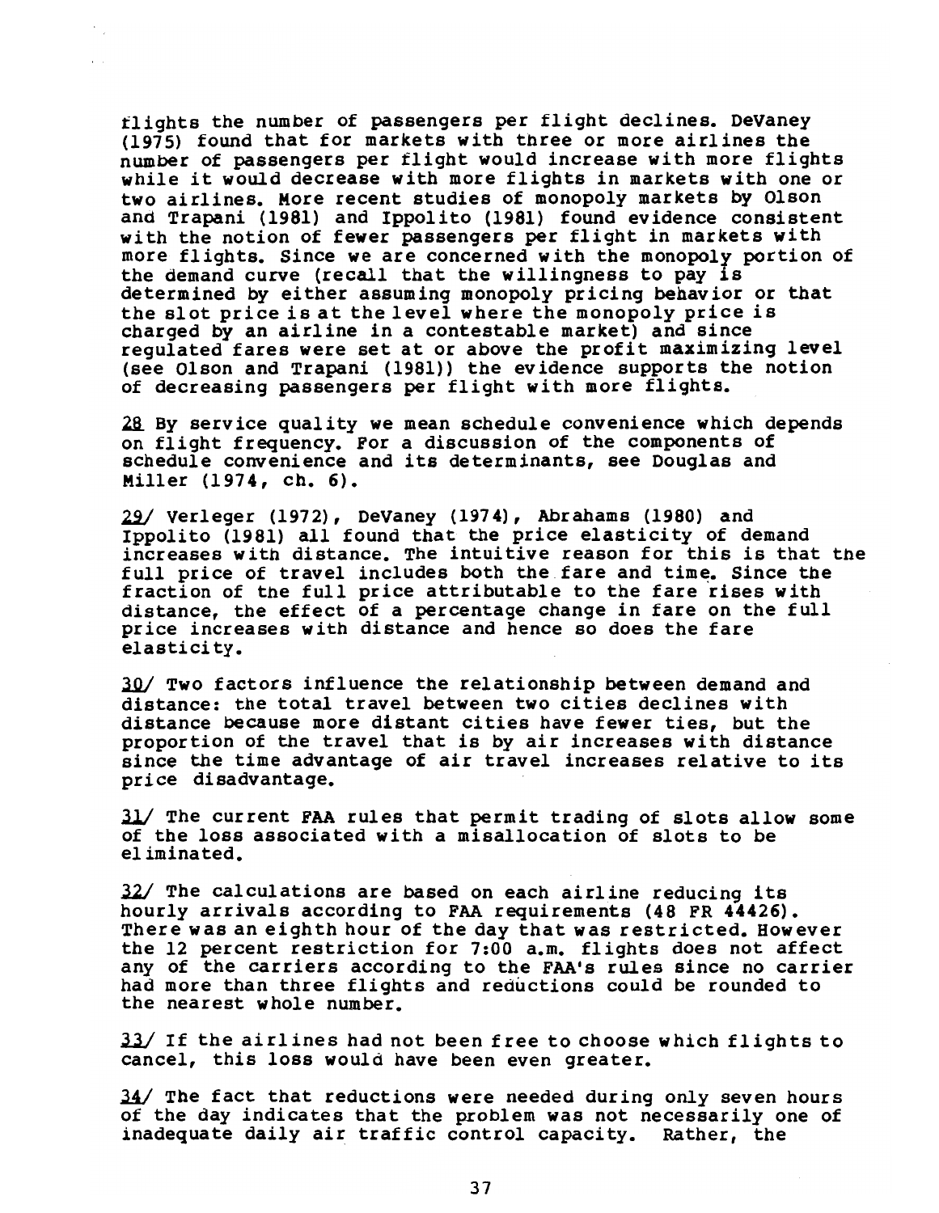flights the number of passengers per flight declines. DeVaney (1975) found that for markets with three or more airlines the number of passengers per flight would increase with more flights while it would decrease with more flights in markets with one or two airlines. More recent studies of monopoly markets by Olson and Trapani (1981) and Ippolito (1981) found evidence consistent with the notion of fewer passengers per flight in markets with more flights. Since we are concerned with the monopoly portion of the demand curve (recall that the willingness to pay is determined by either assuming monopoly pricing behavior or that the slot price is at the level where the monopoly price is charged by an airline in a contestable market) and since regulated fares were set at or above the profit maximizing level (see Olson and Trapani (1981)) the evidence supports the notion of decreasing passengers per flight with more flights.

28 By service quality we mean schedule convenience which depends on flight frequency. For a discussion of the components of schedule convenience and its determinants, see Douglas and Miller (1974, ch. 6).

29/ Verleger (1972), DeVaney (1974), Abrahams (1980) and Ippolito (1981) all found that the price elasticity of demand increases with distance. The intuitive reason for this is that the full price of travel includes both the fare and time. Since the fraction of the full price attributable to the fare rises with distance, the effect of a percentage change in fare on the full price increases with distance and hence so does the fare elasticity.

30/ Two factors influence the relationship between demand and distance: the total travel between two cities declines with distance because more distant cities have fewer ties, but the proportion of the travel that is by air increases with distance since the time advantage of air travel increases relative to its price disadvantage.

31/ The current FAA rules that permit trading of slots allow some of the loss associated with a misallocation of slots to be eliminated.

32/ The calculations are based on each airline reducing its hourly arrivals according to FAA requirements (48 FR 44426). There was an eighth hour of the day that was restricted. However the 12 percent restriction for 7:00 a.m. flights does not affect any of the carriers according to the FAA's rules since no carrier had more than three flights and reductions could be rounded to the nearest whole number.

33/ If the airlines had not been free to choose which flights to cancel, this loss would have been even greater.

34/ The fact that reductions were needed during only seven hours of the day indicates that the problem was not necessarily one of inadequate daily air traffic control capacity. Rather, the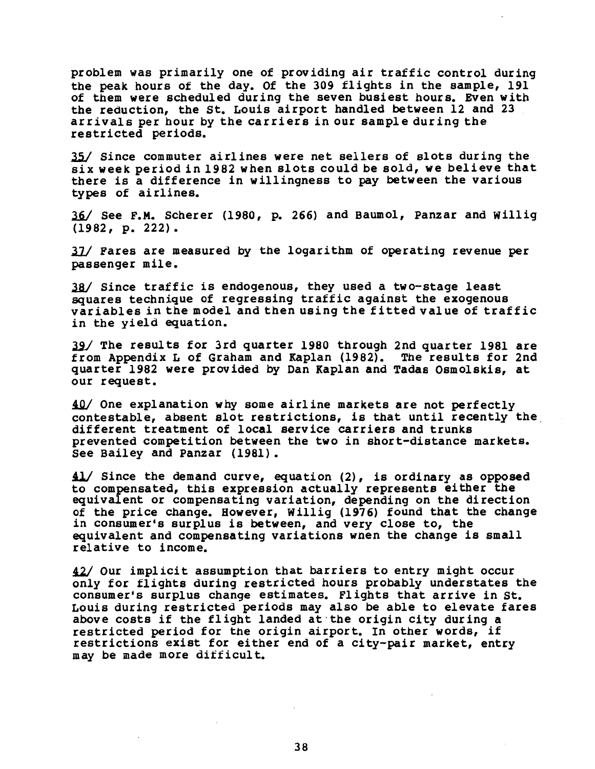problem was primarily one of providing air traffic control during the peak hours of the day. Of the 309 flights in the sample, 191 of them were scheduled during the seven busiest hours. Even with the reduction, the St. Louis airport handled between 12 and 23 arrivals per hour by the carriers in our sample during the restricted periods.

35/ Since commuter airlines were net sellers of slots during the six week period in 1982 when slots could be sold, we believe that there is a difference in willingness to pay between the various types of airlines.

36/ See F.M. Scherer (1980, p. 266) and Baumol, Panzar and Willig (1982, p. 222).

37/ Fares are measured by the logarithm of operating revenue per passenger mile.

38/ Since traffic is endogenous, they used a two-stage least squares technique of regressing traffic against the exogenous variables in the model and then using the fitted value of traffic in the yield equation.

39/ The results for 3rd quarter 1980 through 2nd quarter 1981 are from Appendix L of Graham and Kaplan (1982). The results for 2nd quarter 1982 were provided by Dan Kaplan and Tadas Osmolskis, at our request.

40/ One explanation why some airline markets are not perfectly contestable, absent slot restrictions, is that until recently the different treatment of local service carriers and trunks prevented competition between the two in short-distance markets. See Bailey and Panzar (1981).

41/ Since the demand curve, equation (2), is ordinary as opposed to compensated, this expression actually represents either the equivalent or compensating variation, depending on the direction of the price change. However, Willig (1976) found that the change in consumer's surplus is between, and very close to, the equivalent and compensating variations when the change is small relative to income.

42/ Our implicit assumption that barriers to entry might occur only for flights during restricted hours probably understates the consumer's surplus change estimates. Flights that arrive in St. Louis during restricted periods may also be able to elevate fares above costs if the flight landed at the origin city during a restricted period for the origin airport. In other words, if restrictions exist for either end of a city-pair market, entry may be made more difficult.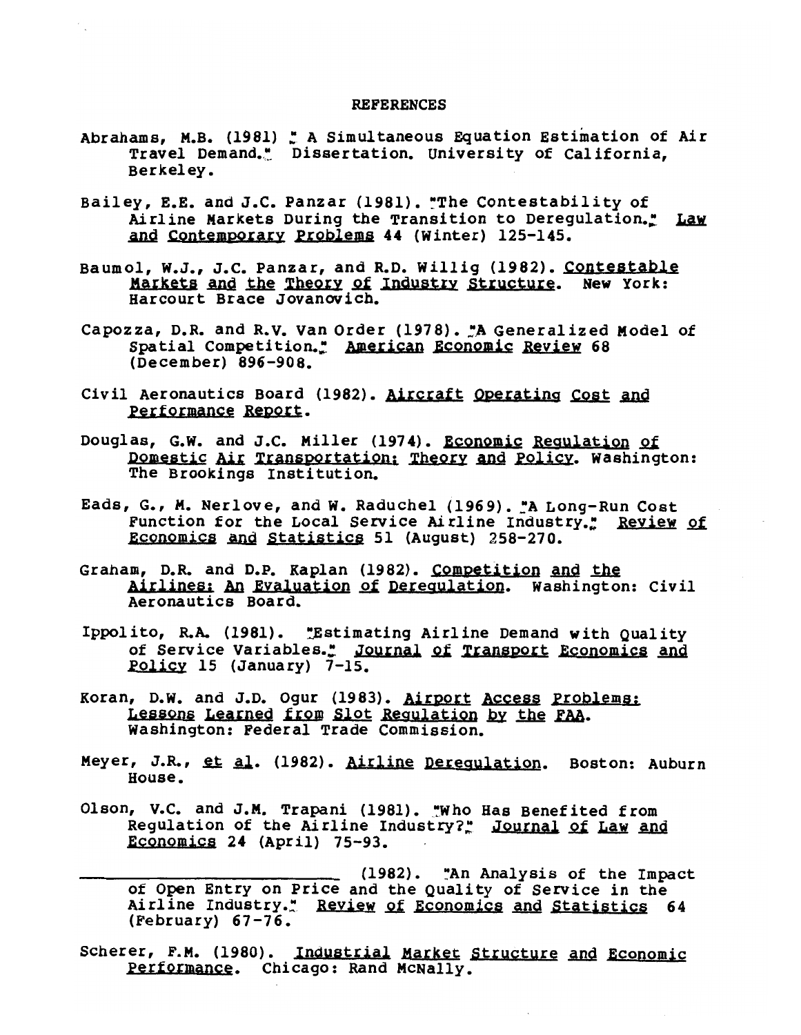# REFERENCES

Abrahams, M.B. (1981) " A Simultaneous Equation Estimation of Air Travel Demand." Dissertation. University of California, Berkeley.

Bailey, E.E. and J.C. Panzar (1981). "The Contestability of Airline Markets During the Transition to Deregulation." Law and Contemporary Problems 44 (Winter) 125-145.

Baumol, W.J., J.C. Panzar, and R.D. Willig (1982). Contestable Markets and the Theory of Industry Structure. New York: Harcourt Brace Jovanovich.

Capozza, D.R. and R.V. Van Order (1978). "A Generalized Model of Spatial Competition." American Economic Review 68 (December) 896-908.

Civil Aeronautics Board (1982). Aircraft Operating Cost and Performance Report.

Douglas, G.W. and J.C. Miller (1974). Economic Regulation of Domestic Air Transportation: Theory and Policy. Washington: The Brookings Institution.

Eads, G., M. Nerlove, and W. Raduchel (1969). "A Long-Run Cost Function for the Local Service Airline Industry." Review of Economics and Statistics 51 (August) 258-270.

Graham, D.R. and D.P. Kaplan (1982). Competition and the Airlines: An Evaluation of Deregulation. Washington: Civil Aeronautics Board.

Ippolito, R.A. (1981). "Estimating Airline Demand with Quality of Service Variables." Journal of Transport Economics and Policy 15 (January) 7-15.

Koran, D.W. and J.D. Ogur (1983). Airport Access Problems: Lessons Learned from Slot Regulation by the FAA. Washington: Federal Trade Commission.

Meyer, J.R., et al. (1982). Airline Deregulation. Boston: Auburn House.

Olson, V.C. and J.M. Trapani (1981). "Who Has Benefited from Regulation of the Airline Industry?" Journal of Law and Economics 24 (April) 75-93.

\_\_\_\_\_\_\_\_\_\_\_\_\_\_\_\_\_\_\_\_ (1982). "An Analysis of the Impact of Open Entry on Price and the Quality of Service in the Airline Industry." Review of Economics and Statistics 64 (February) 67-76.

Scherer, F.M. (1980). Industrial Market Structure and Economic Performance. Chicago: Rand McNally.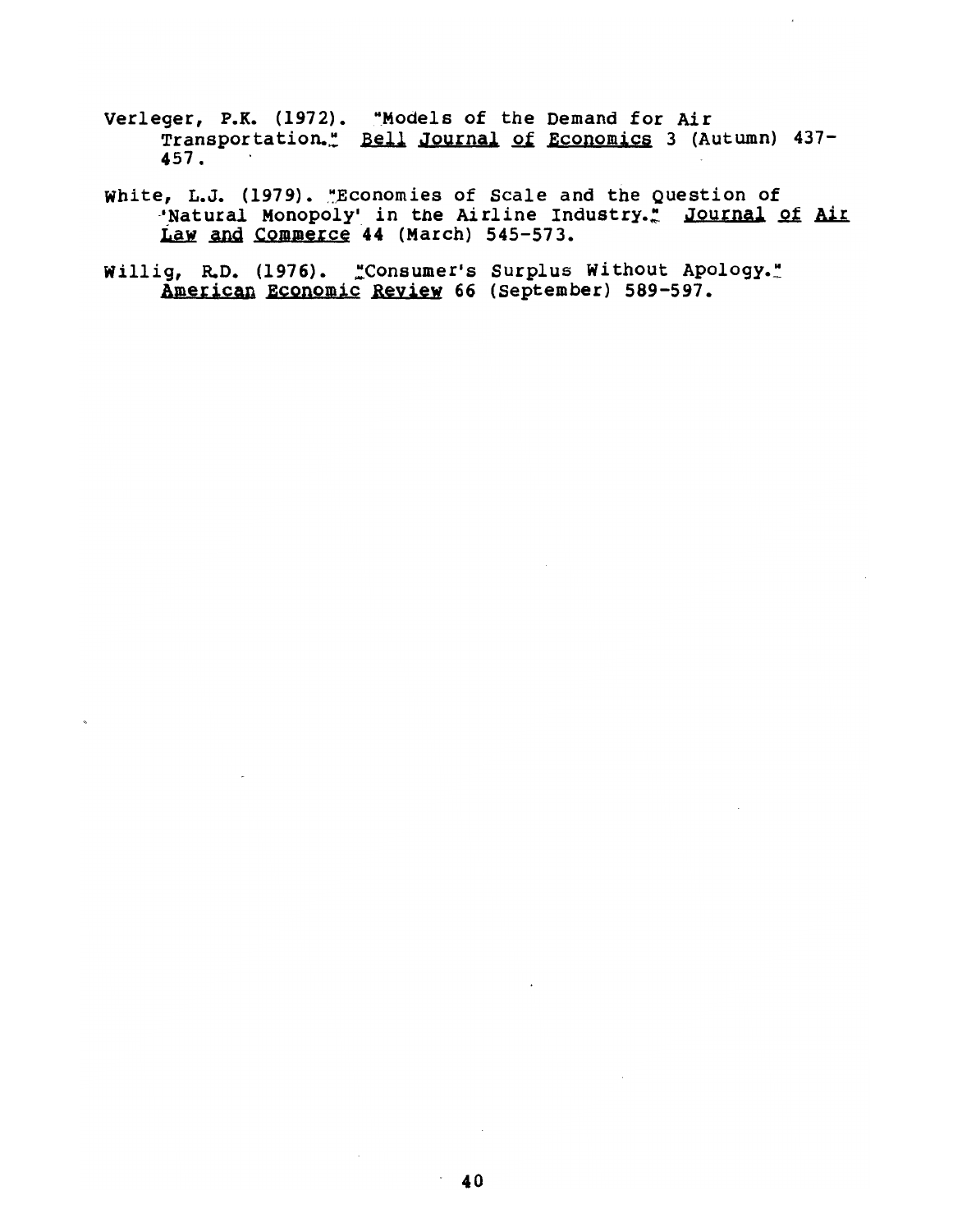Verleger, P.K. (1972). "Models of the Demand for Air Transportation." _Bell Journal of Economics_ 3 (Autumn) 437-457.

White, L.J. (1979). "Economies of Scale and the Question of 'Natural Monopoly' in the Airline Industry." _Journal of Air Law and Commerce_ 44 (March) 545-573.

Willig, R.D. (1976). "Consumer's Surplus Without Apology." _American Economic Review_ 66 (September) 589-597.